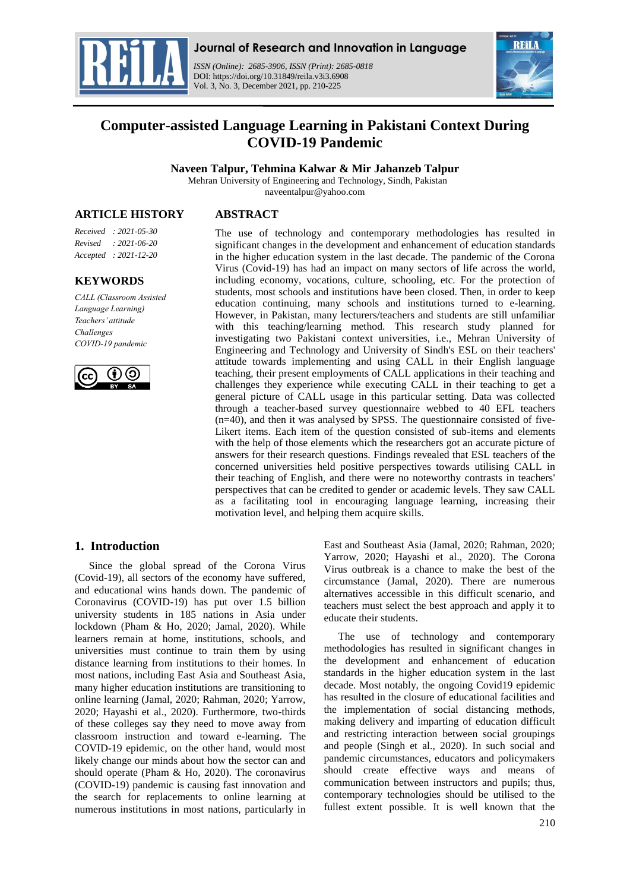# Computer-assisted Language Learning in Pakistani Context During COVID-19 Pandemic

**Naveen Talpur, Tehmina Kalwar & Mir Jahanzeb Talpur**

Mehran University of Engineering and Technology, Sindh, Pakistan

naveentalpur@yahoo.com

## ARTICLE HISTORY

*Received : 2021-05-30*
*Revised : 2021-06-20*
*Accepted : 2021-12-20*

## KEYWORDS

*CALL (Classroom Assisted Language Learning)*
*Teachers' attitude*
*Challenges*
*COVID-19 pandemic*

## ABSTRACT

The use of technology and contemporary methodologies has resulted in significant changes in the development and enhancement of education standards in the higher education system in the last decade. The pandemic of the Corona Virus (Covid-19) has had an impact on many sectors of life across the world, including economy, vocations, culture, schooling, etc. For the protection of students, most schools and institutions have been closed. Then, in order to keep education continuing, many schools and institutions turned to e-learning. However, in Pakistan, many lecturers/teachers and students are still unfamiliar with this teaching/learning method. This research study planned for investigating two Pakistani context universities, i.e., Mehran University of Engineering and Technology and University of Sindh's ESL on their teachers' attitude towards implementing and using CALL in their English language teaching, their present employments of CALL applications in their teaching and challenges they experience while executing CALL in their teaching to get a general picture of CALL usage in this particular setting. Data was collected through a teacher-based survey questionnaire webbed to 40 EFL teachers (n=40), and then it was analysed by SPSS. The questionnaire consisted of five-Likert items. Each item of the question consisted of sub-items and elements with the help of those elements which the researchers got an accurate picture of answers for their research questions. Findings revealed that ESL teachers of the concerned universities held positive perspectives towards utilising CALL in their teaching of English, and there were no noteworthy contrasts in teachers' perspectives that can be credited to gender or academic levels. They saw CALL as a facilitating tool in encouraging language learning, increasing their motivation level, and helping them acquire skills.

## 1. Introduction

Since the global spread of the Corona Virus (Covid-19), all sectors of the economy have suffered, and educational wins hands down. The pandemic of Coronavirus (COVID-19) has put over 1.5 billion university students in 185 nations in Asia under lockdown (Pham & Ho, 2020; Jamal, 2020). While learners remain at home, institutions, schools, and universities must continue to train them by using distance learning from institutions to their homes. In most nations, including East Asia and Southeast Asia, many higher education institutions are transitioning to online learning (Jamal, 2020; Rahman, 2020; Yarrow, 2020; Hayashi et al., 2020). Furthermore, two-thirds of these colleges say they need to move away from classroom instruction and toward e-learning. The COVID-19 epidemic, on the other hand, would most likely change our minds about how the sector can and should operate (Pham & Ho, 2020). The coronavirus (COVID-19) pandemic is causing fast innovation and the search for replacements to online learning at numerous institutions in most nations, particularly in East and Southeast Asia (Jamal, 2020; Rahman, 2020; Yarrow, 2020; Hayashi et al., 2020). The Corona Virus outbreak is a chance to make the best of the circumstance (Jamal, 2020). There are numerous alternatives accessible in this difficult scenario, and teachers must select the best approach and apply it to educate their students.

The use of technology and contemporary methodologies has resulted in significant changes in the development and enhancement of education standards in the higher education system in the last decade. Most notably, the ongoing Covid19 epidemic has resulted in the closure of educational facilities and the implementation of social distancing methods, making delivery and imparting of education difficult and restricting interaction between social groupings and people (Singh et al., 2020). In such social and pandemic circumstances, educators and policymakers should create effective ways and means of communication between instructors and pupils; thus, contemporary technologies should be utilised to the fullest extent possible. It is well known that the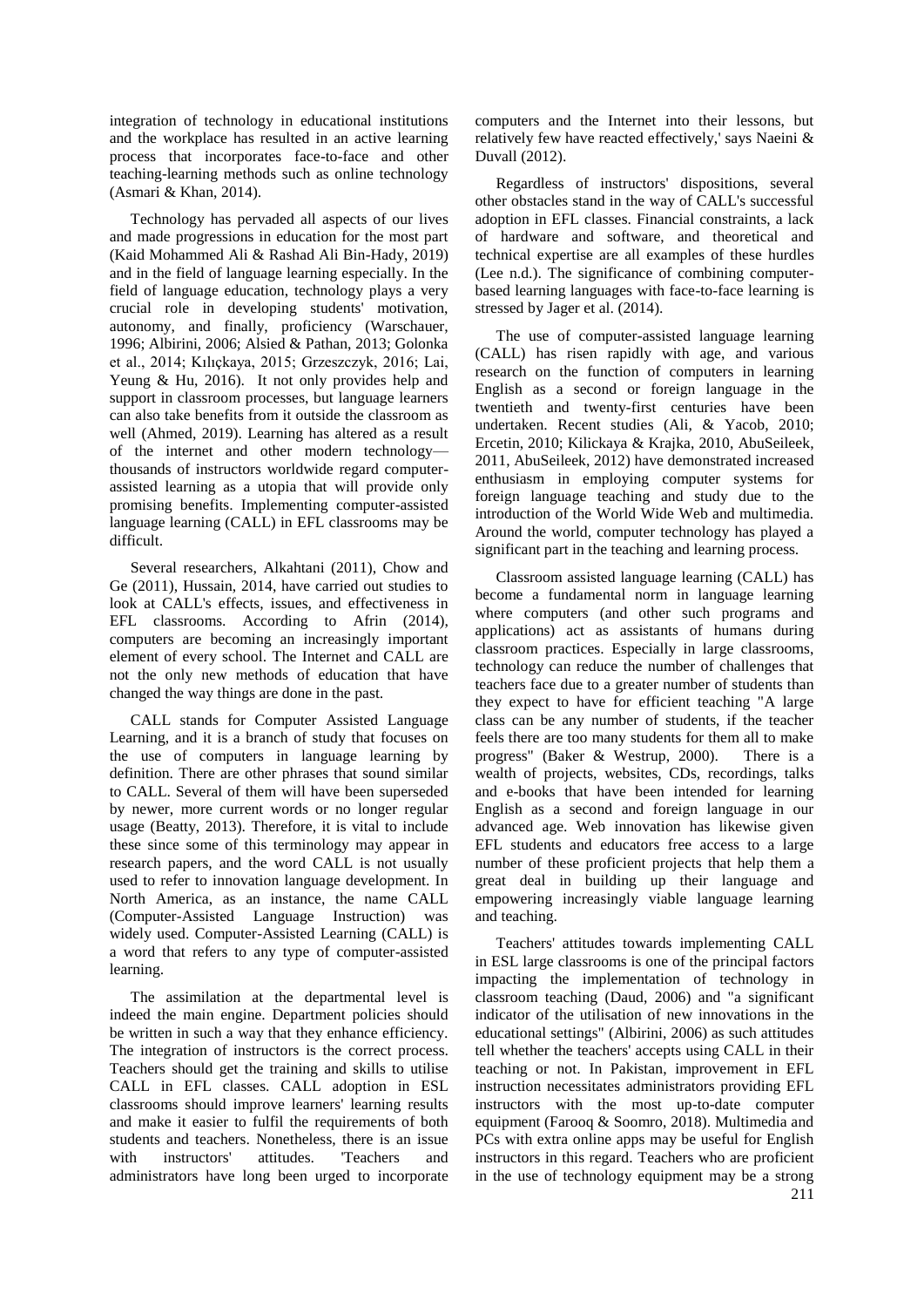integration of technology in educational institutions and the workplace has resulted in an active learning process that incorporates face-to-face and other teaching-learning methods such as online technology (Asmari & Khan, 2014).

Technology has pervaded all aspects of our lives and made progressions in education for the most part (Kaid Mohammed Ali & Rashad Ali Bin-Hady, 2019) and in the field of language learning especially. In the field of language education, technology plays a very crucial role in developing students' motivation, autonomy, and finally, proficiency (Warschauer, 1996; Albirini, 2006; Alsied & Pathan, 2013; Golonka et al., 2014; Kılıçkaya, 2015; Grzeszczyk, 2016; Lai, Yeung & Hu, 2016). It not only provides help and support in classroom processes, but language learners can also take benefits from it outside the classroom as well (Ahmed, 2019). Learning has altered as a result of the internet and other modern technology—thousands of instructors worldwide regard computer-assisted learning as a utopia that will provide only promising benefits. Implementing computer-assisted language learning (CALL) in EFL classrooms may be difficult.

Several researchers, Alkahtani (2011), Chow and Ge (2011), Hussain, 2014, have carried out studies to look at CALL's effects, issues, and effectiveness in EFL classrooms. According to Afrin (2014), computers are becoming an increasingly important element of every school. The Internet and CALL are not the only new methods of education that have changed the way things are done in the past.

CALL stands for Computer Assisted Language Learning, and it is a branch of study that focuses on the use of computers in language learning by definition. There are other phrases that sound similar to CALL. Several of them will have been superseded by newer, more current words or no longer regular usage (Beatty, 2013). Therefore, it is vital to include these since some of this terminology may appear in research papers, and the word CALL is not usually used to refer to innovation language development. In North America, as an instance, the name CALL (Computer-Assisted Language Instruction) was widely used. Computer-Assisted Learning (CALL) is a word that refers to any type of computer-assisted learning.

The assimilation at the departmental level is indeed the main engine. Department policies should be written in such a way that they enhance efficiency. The integration of instructors is the correct process. Teachers should get the training and skills to utilise CALL in EFL classes. CALL adoption in ESL classrooms should improve learners' learning results and make it easier to fulfil the requirements of both students and teachers. Nonetheless, there is an issue with instructors' attitudes. 'Teachers and administrators have long been urged to incorporate computers and the Internet into their lessons, but relatively few have reacted effectively,' says Naeini & Duvall (2012).

Regardless of instructors' dispositions, several other obstacles stand in the way of CALL's successful adoption in EFL classes. Financial constraints, a lack of hardware and software, and theoretical and technical expertise are all examples of these hurdles (Lee n.d.). The significance of combining computer-based learning languages with face-to-face learning is stressed by Jager et al. (2014).

The use of computer-assisted language learning (CALL) has risen rapidly with age, and various research on the function of computers in learning English as a second or foreign language in the twentieth and twenty-first centuries have been undertaken. Recent studies (Ali, & Yacob, 2010; Ercetin, 2010; Kilickaya & Krajka, 2010, AbuSeileek, 2011, AbuSeileek, 2012) have demonstrated increased enthusiasm in employing computer systems for foreign language teaching and study due to the introduction of the World Wide Web and multimedia. Around the world, computer technology has played a significant part in the teaching and learning process.

Classroom assisted language learning (CALL) has become a fundamental norm in language learning where computers (and other such programs and applications) act as assistants of humans during classroom practices. Especially in large classrooms, technology can reduce the number of challenges that teachers face due to a greater number of students than they expect to have for efficient teaching "A large class can be any number of students, if the teacher feels there are too many students for them all to make progress" (Baker & Westrup, 2000). There is a wealth of projects, websites, CDs, recordings, talks and e-books that have been intended for learning English as a second and foreign language in our advanced age. Web innovation has likewise given EFL students and educators free access to a large number of these proficient projects that help them a great deal in building up their language and empowering increasingly viable language learning and teaching.

Teachers' attitudes towards implementing CALL in ESL large classrooms is one of the principal factors impacting the implementation of technology in classroom teaching (Daud, 2006) and "a significant indicator of the utilisation of new innovations in the educational settings" (Albirini, 2006) as such attitudes tell whether the teachers' accepts using CALL in their teaching or not. In Pakistan, improvement in EFL instruction necessitates administrators providing EFL instructors with the most up-to-date computer equipment (Farooq & Soomro, 2018). Multimedia and PCs with extra online apps may be useful for English instructors in this regard. Teachers who are proficient in the use of technology equipment may be a strong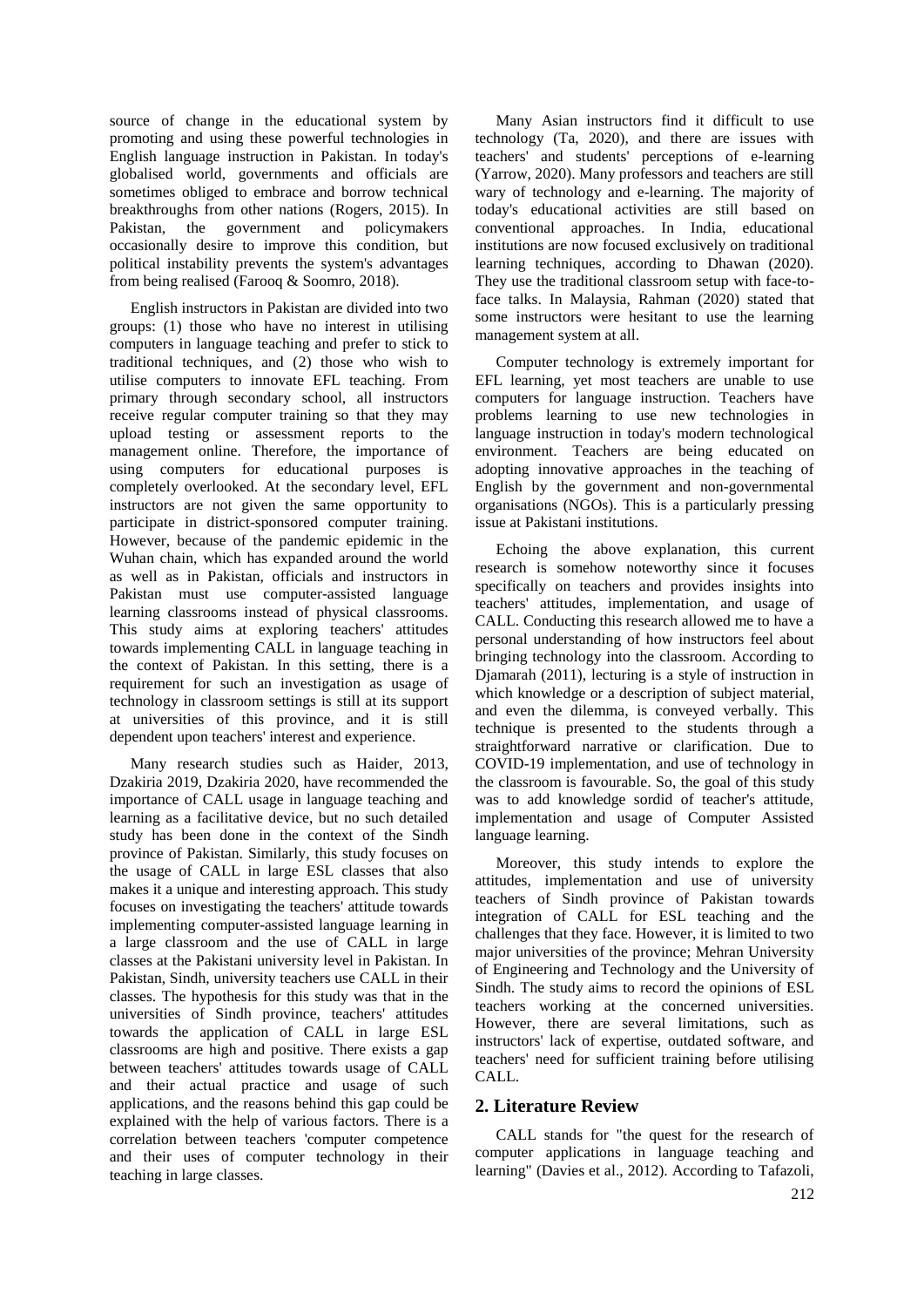source of change in the educational system by promoting and using these powerful technologies in English language instruction in Pakistan. In today's globalised world, governments and officials are sometimes obliged to embrace and borrow technical breakthroughs from other nations (Rogers, 2015). In Pakistan, the government and policymakers occasionally desire to improve this condition, but political instability prevents the system's advantages from being realised (Farooq & Soomro, 2018).

English instructors in Pakistan are divided into two groups: (1) those who have no interest in utilising computers in language teaching and prefer to stick to traditional techniques, and (2) those who wish to utilise computers to innovate EFL teaching. From primary through secondary school, all instructors receive regular computer training so that they may upload testing or assessment reports to the management online. Therefore, the importance of using computers for educational purposes is completely overlooked. At the secondary level, EFL instructors are not given the same opportunity to participate in district-sponsored computer training. However, because of the pandemic epidemic in the Wuhan chain, which has expanded around the world as well as in Pakistan, officials and instructors in Pakistan must use computer-assisted language learning classrooms instead of physical classrooms. This study aims at exploring teachers' attitudes towards implementing CALL in language teaching in the context of Pakistan. In this setting, there is a requirement for such an investigation as usage of technology in classroom settings is still at its support at universities of this province, and it is still dependent upon teachers' interest and experience.

Many research studies such as Haider, 2013, Dzakiria 2019, Dzakiria 2020, have recommended the importance of CALL usage in language teaching and learning as a facilitative device, but no such detailed study has been done in the context of the Sindh province of Pakistan. Similarly, this study focuses on the usage of CALL in large ESL classes that also makes it a unique and interesting approach. This study focuses on investigating the teachers' attitude towards implementing computer-assisted language learning in a large classroom and the use of CALL in large classes at the Pakistani university level in Pakistan. In Pakistan, Sindh, university teachers use CALL in their classes. The hypothesis for this study was that in the universities of Sindh province, teachers' attitudes towards the application of CALL in large ESL classrooms are high and positive. There exists a gap between teachers' attitudes towards usage of CALL and their actual practice and usage of such applications, and the reasons behind this gap could be explained with the help of various factors. There is a correlation between teachers 'computer competence and their uses of computer technology in their teaching in large classes.

Many Asian instructors find it difficult to use technology (Ta, 2020), and there are issues with teachers' and students' perceptions of e-learning (Yarrow, 2020). Many professors and teachers are still wary of technology and e-learning. The majority of today's educational activities are still based on conventional approaches. In India, educational institutions are now focused exclusively on traditional learning techniques, according to Dhawan (2020). They use the traditional classroom setup with face-to-face talks. In Malaysia, Rahman (2020) stated that some instructors were hesitant to use the learning management system at all.

Computer technology is extremely important for EFL learning, yet most teachers are unable to use computers for language instruction. Teachers have problems learning to use new technologies in language instruction in today's modern technological environment. Teachers are being educated on adopting innovative approaches in the teaching of English by the government and non-governmental organisations (NGOs). This is a particularly pressing issue at Pakistani institutions.

Echoing the above explanation, this current research is somehow noteworthy since it focuses specifically on teachers and provides insights into teachers' attitudes, implementation, and usage of CALL. Conducting this research allowed me to have a personal understanding of how instructors feel about bringing technology into the classroom. According to Djamarah (2011), lecturing is a style of instruction in which knowledge or a description of subject material, and even the dilemma, is conveyed verbally. This technique is presented to the students through a straightforward narrative or clarification. Due to COVID-19 implementation, and use of technology in the classroom is favourable. So, the goal of this study was to add knowledge sordid of teacher's attitude, implementation and usage of Computer Assisted language learning.

Moreover, this study intends to explore the attitudes, implementation and use of university teachers of Sindh province of Pakistan towards integration of CALL for ESL teaching and the challenges that they face. However, it is limited to two major universities of the province; Mehran University of Engineering and Technology and the University of Sindh. The study aims to record the opinions of ESL teachers working at the concerned universities. However, there are several limitations, such as instructors' lack of expertise, outdated software, and teachers' need for sufficient training before utilising CALL.

## 2. Literature Review

CALL stands for "the quest for the research of computer applications in language teaching and learning" (Davies et al., 2012). According to Tafazoli,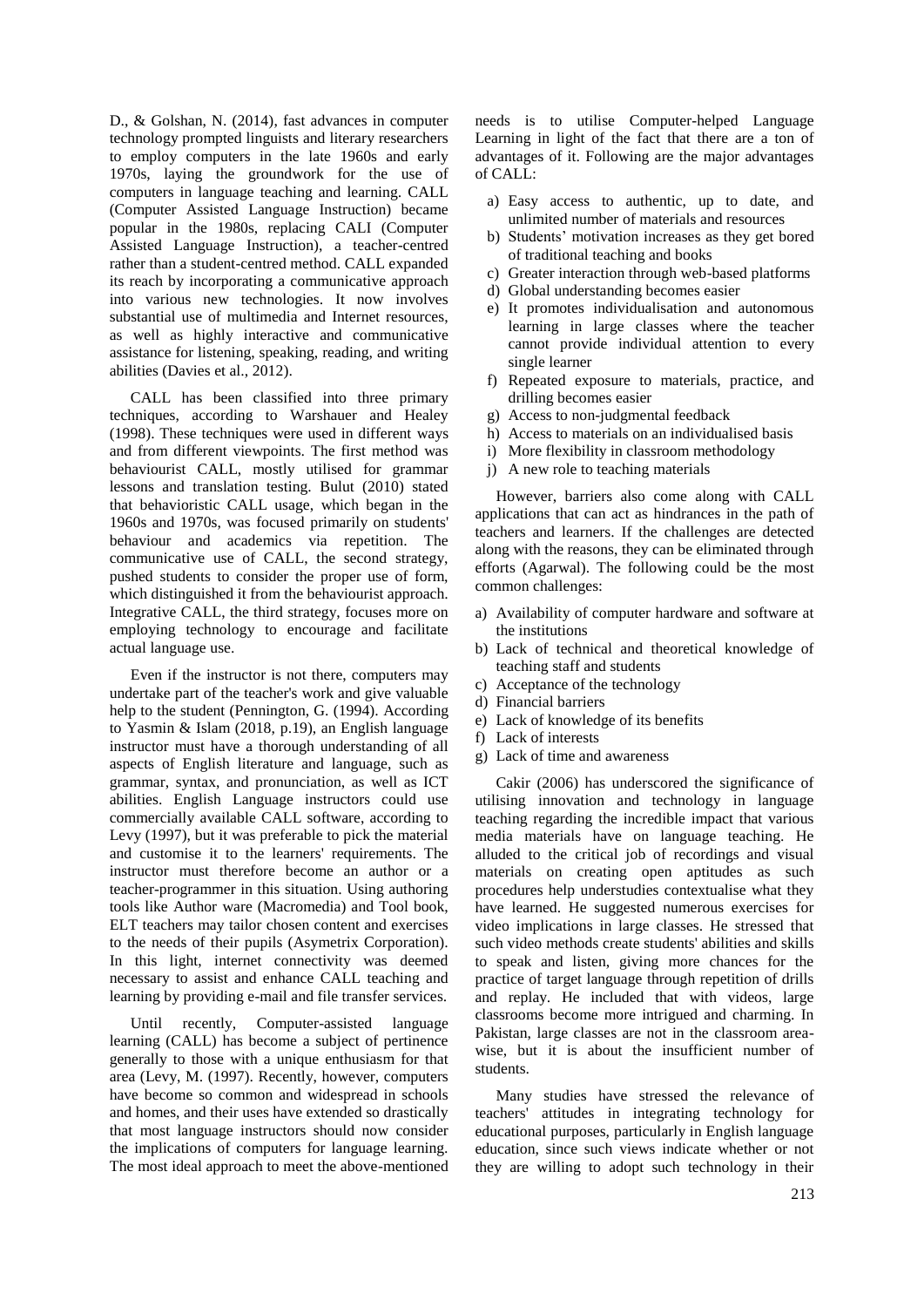D., & Golshan, N. (2014), fast advances in computer technology prompted linguists and literary researchers to employ computers in the late 1960s and early 1970s, laying the groundwork for the use of computers in language teaching and learning. CALL (Computer Assisted Language Instruction) became popular in the 1980s, replacing CALI (Computer Assisted Language Instruction), a teacher-centred rather than a student-centred method. CALL expanded its reach by incorporating a communicative approach into various new technologies. It now involves substantial use of multimedia and Internet resources, as well as highly interactive and communicative assistance for listening, speaking, reading, and writing abilities (Davies et al., 2012).

CALL has been classified into three primary techniques, according to Warshauer and Healey (1998). These techniques were used in different ways and from different viewpoints. The first method was behaviourist CALL, mostly utilised for grammar lessons and translation testing. Bulut (2010) stated that behavioristic CALL usage, which began in the 1960s and 1970s, was focused primarily on students' behaviour and academics via repetition. The communicative use of CALL, the second strategy, pushed students to consider the proper use of form, which distinguished it from the behaviourist approach. Integrative CALL, the third strategy, focuses more on employing technology to encourage and facilitate actual language use.

Even if the instructor is not there, computers may undertake part of the teacher's work and give valuable help to the student (Pennington, G. (1994). According to Yasmin & Islam (2018, p.19), an English language instructor must have a thorough understanding of all aspects of English literature and language, such as grammar, syntax, and pronunciation, as well as ICT abilities. English Language instructors could use commercially available CALL software, according to Levy (1997), but it was preferable to pick the material and customise it to the learners' requirements. The instructor must therefore become an author or a teacher-programmer in this situation. Using authoring tools like Author ware (Macromedia) and Tool book, ELT teachers may tailor chosen content and exercises to the needs of their pupils (Asymetrix Corporation). In this light, internet connectivity was deemed necessary to assist and enhance CALL teaching and learning by providing e-mail and file transfer services.

Until recently, Computer-assisted language learning (CALL) has become a subject of pertinence generally to those with a unique enthusiasm for that area (Levy, M. (1997). Recently, however, computers have become so common and widespread in schools and homes, and their uses have extended so drastically that most language instructors should now consider the implications of computers for language learning. The most ideal approach to meet the above-mentioned needs is to utilise Computer-helped Language Learning in light of the fact that there are a ton of advantages of it. Following are the major advantages of CALL:

a) Easy access to authentic, up to date, and unlimited number of materials and resources
b) Students' motivation increases as they get bored of traditional teaching and books
c) Greater interaction through web-based platforms
d) Global understanding becomes easier
e) It promotes individualisation and autonomous learning in large classes where the teacher cannot provide individual attention to every single learner
f) Repeated exposure to materials, practice, and drilling becomes easier
g) Access to non-judgmental feedback
h) Access to materials on an individualised basis
i) More flexibility in classroom methodology
j) A new role to teaching materials

However, barriers also come along with CALL applications that can act as hindrances in the path of teachers and learners. If the challenges are detected along with the reasons, they can be eliminated through efforts (Agarwal). The following could be the most common challenges:

a) Availability of computer hardware and software at the institutions
b) Lack of technical and theoretical knowledge of teaching staff and students
c) Acceptance of the technology
d) Financial barriers
e) Lack of knowledge of its benefits
f) Lack of interests
g) Lack of time and awareness

Cakir (2006) has underscored the significance of utilising innovation and technology in language teaching regarding the incredible impact that various media materials have on language teaching. He alluded to the critical job of recordings and visual materials on creating open aptitudes as such procedures help understudies contextualise what they have learned. He suggested numerous exercises for video implications in large classes. He stressed that such video methods create students' abilities and skills to speak and listen, giving more chances for the practice of target language through repetition of drills and replay. He included that with videos, large classrooms become more intrigued and charming. In Pakistan, large classes are not in the classroom area-wise, but it is about the insufficient number of students.

Many studies have stressed the relevance of teachers' attitudes in integrating technology for educational purposes, particularly in English language education, since such views indicate whether or not they are willing to adopt such technology in their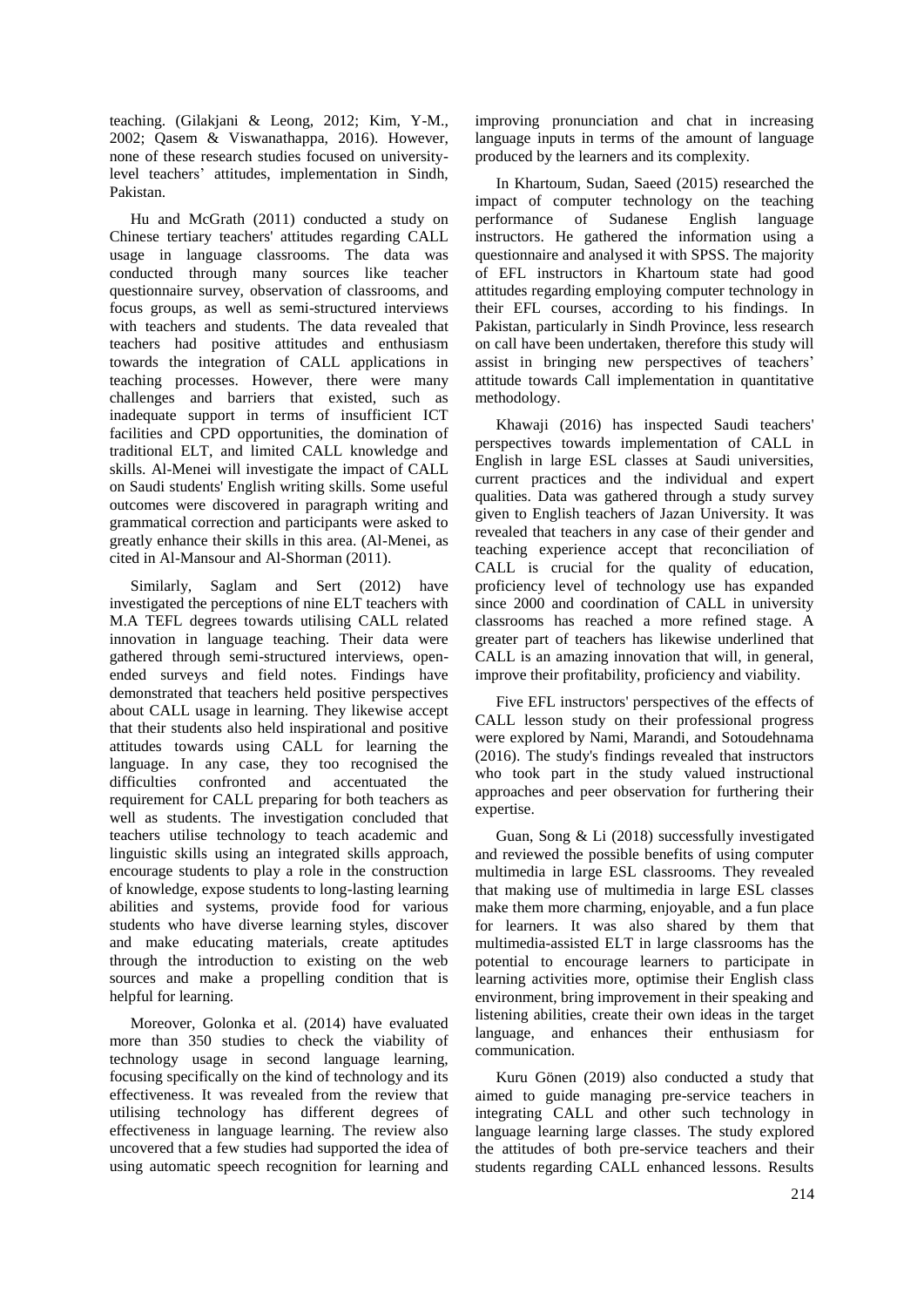teaching. (Gilakjani & Leong, 2012; Kim, Y-M., 2002; Qasem & Viswanathappa, 2016). However, none of these research studies focused on university-level teachers' attitudes, implementation in Sindh, Pakistan.

Hu and McGrath (2011) conducted a study on Chinese tertiary teachers' attitudes regarding CALL usage in language classrooms. The data was conducted through many sources like teacher questionnaire survey, observation of classrooms, and focus groups, as well as semi-structured interviews with teachers and students. The data revealed that teachers had positive attitudes and enthusiasm towards the integration of CALL applications in teaching processes. However, there were many challenges and barriers that existed, such as inadequate support in terms of insufficient ICT facilities and CPD opportunities, the domination of traditional ELT, and limited CALL knowledge and skills. Al-Menei will investigate the impact of CALL on Saudi students' English writing skills. Some useful outcomes were discovered in paragraph writing and grammatical correction and participants were asked to greatly enhance their skills in this area. (Al-Menei, as cited in Al-Mansour and Al-Shorman (2011).

Similarly, Saglam and Sert (2012) have investigated the perceptions of nine ELT teachers with M.A TEFL degrees towards utilising CALL related innovation in language teaching. Their data were gathered through semi-structured interviews, open-ended surveys and field notes. Findings have demonstrated that teachers held positive perspectives about CALL usage in learning. They likewise accept that their students also held inspirational and positive attitudes towards using CALL for learning the language. In any case, they too recognised the difficulties confronted and accentuated the requirement for CALL preparing for both teachers as well as students. The investigation concluded that teachers utilise technology to teach academic and linguistic skills using an integrated skills approach, encourage students to play a role in the construction of knowledge, expose students to long-lasting learning abilities and systems, provide food for various students who have diverse learning styles, discover and make educating materials, create aptitudes through the introduction to existing on the web sources and make a propelling condition that is helpful for learning.

Moreover, Golonka et al. (2014) have evaluated more than 350 studies to check the viability of technology usage in second language learning, focusing specifically on the kind of technology and its effectiveness. It was revealed from the review that utilising technology has different degrees of effectiveness in language learning. The review also uncovered that a few studies had supported the idea of using automatic speech recognition for learning and improving pronunciation and chat in increasing language inputs in terms of the amount of language produced by the learners and its complexity.

In Khartoum, Sudan, Saeed (2015) researched the impact of computer technology on the teaching performance of Sudanese English language instructors. He gathered the information using a questionnaire and analysed it with SPSS. The majority of EFL instructors in Khartoum state had good attitudes regarding employing computer technology in their EFL courses, according to his findings. In Pakistan, particularly in Sindh Province, less research on call have been undertaken, therefore this study will assist in bringing new perspectives of teachers' attitude towards Call implementation in quantitative methodology.

Khawaji (2016) has inspected Saudi teachers' perspectives towards implementation of CALL in English in large ESL classes at Saudi universities, current practices and the individual and expert qualities. Data was gathered through a study survey given to English teachers of Jazan University. It was revealed that teachers in any case of their gender and teaching experience accept that reconciliation of CALL is crucial for the quality of education, proficiency level of technology use has expanded since 2000 and coordination of CALL in university classrooms has reached a more refined stage. A greater part of teachers has likewise underlined that CALL is an amazing innovation that will, in general, improve their profitability, proficiency and viability.

Five EFL instructors' perspectives of the effects of CALL lesson study on their professional progress were explored by Nami, Marandi, and Sotoudehnama (2016). The study's findings revealed that instructors who took part in the study valued instructional approaches and peer observation for furthering their expertise.

Guan, Song & Li (2018) successfully investigated and reviewed the possible benefits of using computer multimedia in large ESL classrooms. They revealed that making use of multimedia in large ESL classes make them more charming, enjoyable, and a fun place for learners. It was also shared by them that multimedia-assisted ELT in large classrooms has the potential to encourage learners to participate in learning activities more, optimise their English class environment, bring improvement in their speaking and listening abilities, create their own ideas in the target language, and enhances their enthusiasm for communication.

Kuru Gönen (2019) also conducted a study that aimed to guide managing pre-service teachers in integrating CALL and other such technology in language learning large classes. The study explored the attitudes of both pre-service teachers and their students regarding CALL enhanced lessons. Results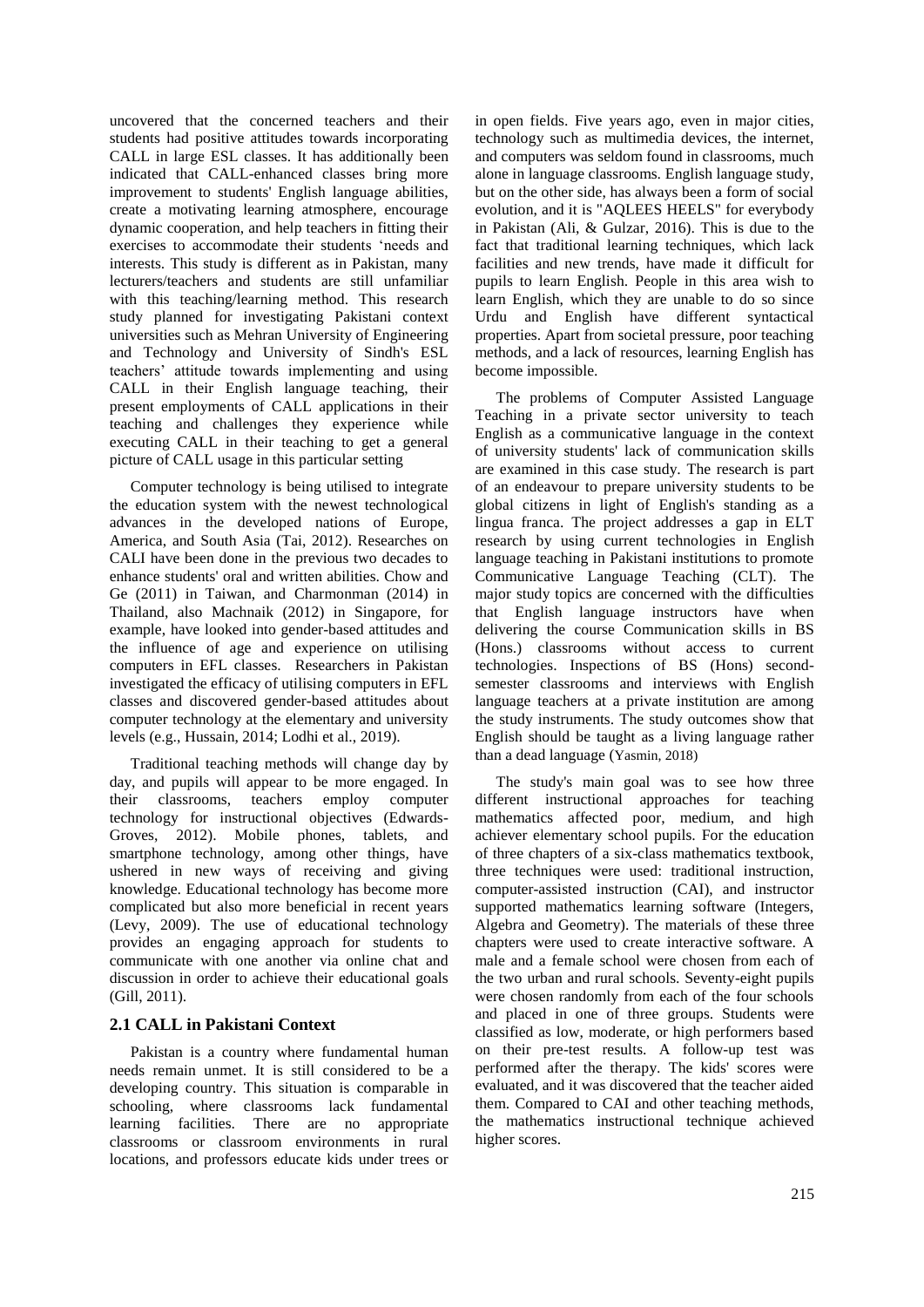uncovered that the concerned teachers and their students had positive attitudes towards incorporating CALL in large ESL classes. It has additionally been indicated that CALL-enhanced classes bring more improvement to students' English language abilities, create a motivating learning atmosphere, encourage dynamic cooperation, and help teachers in fitting their exercises to accommodate their students 'needs and interests. This study is different as in Pakistan, many lecturers/teachers and students are still unfamiliar with this teaching/learning method. This research study planned for investigating Pakistani context universities such as Mehran University of Engineering and Technology and University of Sindh's ESL teachers' attitude towards implementing and using CALL in their English language teaching, their present employments of CALL applications in their teaching and challenges they experience while executing CALL in their teaching to get a general picture of CALL usage in this particular setting

Computer technology is being utilised to integrate the education system with the newest technological advances in the developed nations of Europe, America, and South Asia (Tai, 2012). Researches on CALI have been done in the previous two decades to enhance students' oral and written abilities. Chow and Ge (2011) in Taiwan, and Charmonman (2014) in Thailand, also Machnaik (2012) in Singapore, for example, have looked into gender-based attitudes and the influence of age and experience on utilising computers in EFL classes. Researchers in Pakistan investigated the efficacy of utilising computers in EFL classes and discovered gender-based attitudes about computer technology at the elementary and university levels (e.g., Hussain, 2014; Lodhi et al., 2019).

Traditional teaching methods will change day by day, and pupils will appear to be more engaged. In their classrooms, teachers employ computer technology for instructional objectives (Edwards-Groves, 2012). Mobile phones, tablets, and smartphone technology, among other things, have ushered in new ways of receiving and giving knowledge. Educational technology has become more complicated but also more beneficial in recent years (Levy, 2009). The use of educational technology provides an engaging approach for students to communicate with one another via online chat and discussion in order to achieve their educational goals (Gill, 2011).

## 2.1 CALL in Pakistani Context

Pakistan is a country where fundamental human needs remain unmet. It is still considered to be a developing country. This situation is comparable in schooling, where classrooms lack fundamental learning facilities. There are no appropriate classrooms or classroom environments in rural locations, and professors educate kids under trees or in open fields. Five years ago, even in major cities, technology such as multimedia devices, the internet, and computers was seldom found in classrooms, much alone in language classrooms. English language study, but on the other side, has always been a form of social evolution, and it is "AQLEES HEELS" for everybody in Pakistan (Ali, & Gulzar, 2016). This is due to the fact that traditional learning techniques, which lack facilities and new trends, have made it difficult for pupils to learn English. People in this area wish to learn English, which they are unable to do so since Urdu and English have different syntactical properties. Apart from societal pressure, poor teaching methods, and a lack of resources, learning English has become impossible.

The problems of Computer Assisted Language Teaching in a private sector university to teach English as a communicative language in the context of university students' lack of communication skills are examined in this case study. The research is part of an endeavour to prepare university students to be global citizens in light of English's standing as a lingua franca. The project addresses a gap in ELT research by using current technologies in English language teaching in Pakistani institutions to promote Communicative Language Teaching (CLT). The major study topics are concerned with the difficulties that English language instructors have when delivering the course Communication skills in BS (Hons.) classrooms without access to current technologies. Inspections of BS (Hons) second-semester classrooms and interviews with English language teachers at a private institution are among the study instruments. The study outcomes show that English should be taught as a living language rather than a dead language (Yasmin, 2018)

The study's main goal was to see how three different instructional approaches for teaching mathematics affected poor, medium, and high achiever elementary school pupils. For the education of three chapters of a six-class mathematics textbook, three techniques were used: traditional instruction, computer-assisted instruction (CAI), and instructor supported mathematics learning software (Integers, Algebra and Geometry). The materials of these three chapters were used to create interactive software. A male and a female school were chosen from each of the two urban and rural schools. Seventy-eight pupils were chosen randomly from each of the four schools and placed in one of three groups. Students were classified as low, moderate, or high performers based on their pre-test results. A follow-up test was performed after the therapy. The kids' scores were evaluated, and it was discovered that the teacher aided them. Compared to CAI and other teaching methods, the mathematics instructional technique achieved higher scores.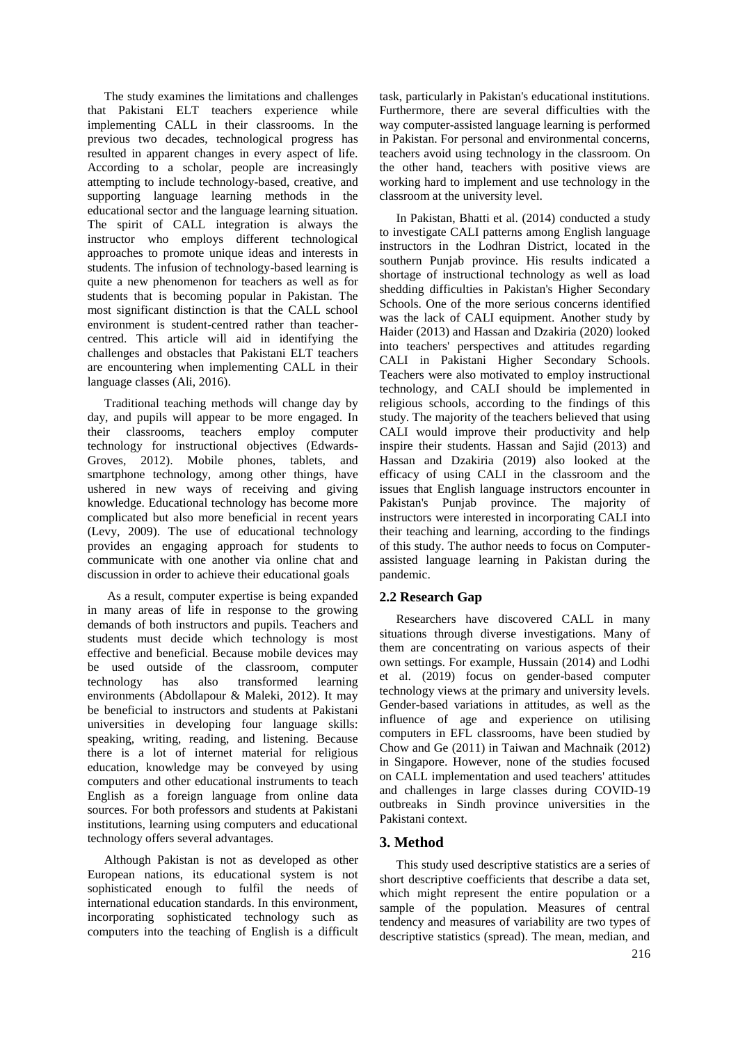The study examines the limitations and challenges that Pakistani ELT teachers experience while implementing CALL in their classrooms. In the previous two decades, technological progress has resulted in apparent changes in every aspect of life. According to a scholar, people are increasingly attempting to include technology-based, creative, and supporting language learning methods in the educational sector and the language learning situation. The spirit of CALL integration is always the instructor who employs different technological approaches to promote unique ideas and interests in students. The infusion of technology-based learning is quite a new phenomenon for teachers as well as for students that is becoming popular in Pakistan. The most significant distinction is that the CALL school environment is student-centred rather than teacher-centred. This article will aid in identifying the challenges and obstacles that Pakistani ELT teachers are encountering when implementing CALL in their language classes (Ali, 2016).

Traditional teaching methods will change day by day, and pupils will appear to be more engaged. In their classrooms, teachers employ computer technology for instructional objectives (Edwards-Groves, 2012). Mobile phones, tablets, and smartphone technology, among other things, have ushered in new ways of receiving and giving knowledge. Educational technology has become more complicated but also more beneficial in recent years (Levy, 2009). The use of educational technology provides an engaging approach for students to communicate with one another via online chat and discussion in order to achieve their educational goals

As a result, computer expertise is being expanded in many areas of life in response to the growing demands of both instructors and pupils. Teachers and students must decide which technology is most effective and beneficial. Because mobile devices may be used outside of the classroom, computer technology has also transformed learning environments (Abdollapour & Maleki, 2012). It may be beneficial to instructors and students at Pakistani universities in developing four language skills: speaking, writing, reading, and listening. Because there is a lot of internet material for religious education, knowledge may be conveyed by using computers and other educational instruments to teach English as a foreign language from online data sources. For both professors and students at Pakistani institutions, learning using computers and educational technology offers several advantages.

Although Pakistan is not as developed as other European nations, its educational system is not sophisticated enough to fulfil the needs of international education standards. In this environment, incorporating sophisticated technology such as computers into the teaching of English is a difficult task, particularly in Pakistan's educational institutions. Furthermore, there are several difficulties with the way computer-assisted language learning is performed in Pakistan. For personal and environmental concerns, teachers avoid using technology in the classroom. On the other hand, teachers with positive views are working hard to implement and use technology in the classroom at the university level.

In Pakistan, Bhatti et al. (2014) conducted a study to investigate CALI patterns among English language instructors in the Lodhran District, located in the southern Punjab province. His results indicated a shortage of instructional technology as well as load shedding difficulties in Pakistan's Higher Secondary Schools. One of the more serious concerns identified was the lack of CALI equipment. Another study by Haider (2013) and Hassan and Dzakiria (2020) looked into teachers' perspectives and attitudes regarding CALI in Pakistani Higher Secondary Schools. Teachers were also motivated to employ instructional technology, and CALI should be implemented in religious schools, according to the findings of this study. The majority of the teachers believed that using CALI would improve their productivity and help inspire their students. Hassan and Sajid (2013) and Hassan and Dzakiria (2019) also looked at the efficacy of using CALI in the classroom and the issues that English language instructors encounter in Pakistan's Punjab province. The majority of instructors were interested in incorporating CALI into their teaching and learning, according to the findings of this study. The author needs to focus on Computer-assisted language learning in Pakistan during the pandemic.

## 2.2 Research Gap

Researchers have discovered CALL in many situations through diverse investigations. Many of them are concentrating on various aspects of their own settings. For example, Hussain (2014) and Lodhi et al. (2019) focus on gender-based computer technology views at the primary and university levels. Gender-based variations in attitudes, as well as the influence of age and experience on utilising computers in EFL classrooms, have been studied by Chow and Ge (2011) in Taiwan and Machnaik (2012) in Singapore. However, none of the studies focused on CALL implementation and used teachers' attitudes and challenges in large classes during COVID-19 outbreaks in Sindh province universities in the Pakistani context.

# 3. Method

This study used descriptive statistics are a series of short descriptive coefficients that describe a data set, which might represent the entire population or a sample of the population. Measures of central tendency and measures of variability are two types of descriptive statistics (spread). The mean, median, and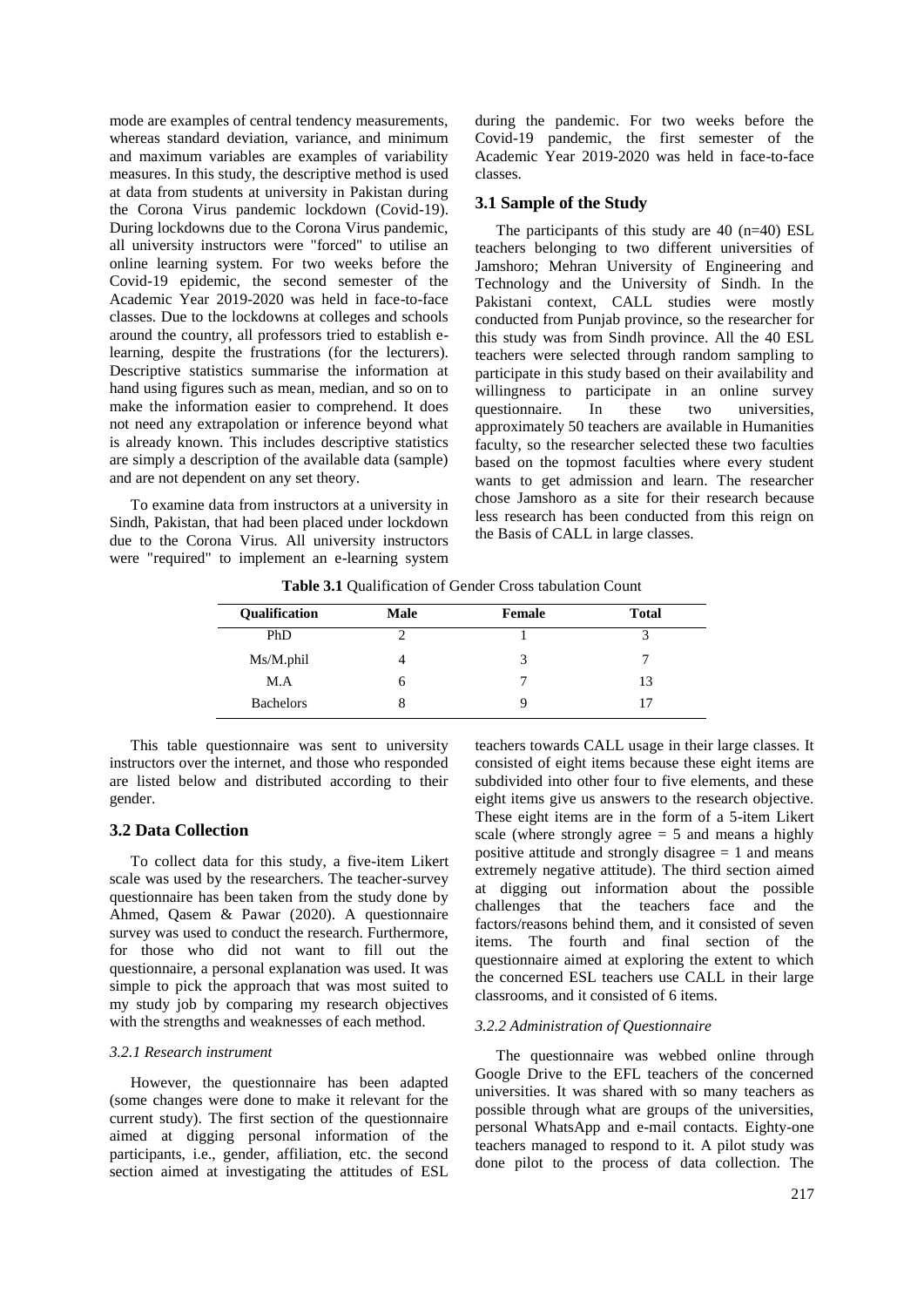mode are examples of central tendency measurements, whereas standard deviation, variance, and minimum and maximum variables are examples of variability measures. In this study, the descriptive method is used at data from students at university in Pakistan during the Corona Virus pandemic lockdown (Covid-19). During lockdowns due to the Corona Virus pandemic, all university instructors were "forced" to utilise an online learning system. For two weeks before the Covid-19 epidemic, the second semester of the Academic Year 2019-2020 was held in face-to-face classes. Due to the lockdowns at colleges and schools around the country, all professors tried to establish e-learning, despite the frustrations (for the lecturers). Descriptive statistics summarise the information at hand using figures such as mean, median, and so on to make the information easier to comprehend. It does not need any extrapolation or inference beyond what is already known. This includes descriptive statistics are simply a description of the available data (sample) and are not dependent on any set theory.

To examine data from instructors at a university in Sindh, Pakistan, that had been placed under lockdown due to the Corona Virus. All university instructors were "required" to implement an e-learning system during the pandemic. For two weeks before the Covid-19 pandemic, the first semester of the Academic Year 2019-2020 was held in face-to-face classes.

### 3.1 Sample of the Study

The participants of this study are 40 (n=40) ESL teachers belonging to two different universities of Jamshoro; Mehran University of Engineering and Technology and the University of Sindh. In the Pakistani context, CALL studies were mostly conducted from Punjab province, so the researcher for this study was from Sindh province. All the 40 ESL teachers were selected through random sampling to participate in this study based on their availability and willingness to participate in an online survey questionnaire. In these two universities, approximately 50 teachers are available in Humanities faculty, so the researcher selected these two faculties based on the topmost faculties where every student wants to get admission and learn. The researcher chose Jamshoro as a site for their research because less research has been conducted from this reign on the Basis of CALL in large classes.

**Table 3.1** Qualification of Gender Cross tabulation Count

| Qualification | Male | Female | Total |
|---|---|---|---|
| PhD | 2 | 1 | 3 |
| Ms/M.phil | 4 | 3 | 7 |
| M.A | 6 | 7 | 13 |
| Bachelors | 8 | 9 | 17 |

This table questionnaire was sent to university instructors over the internet, and those who responded are listed below and distributed according to their gender.

### 3.2 Data Collection

To collect data for this study, a five-item Likert scale was used by the researchers. The teacher-survey questionnaire has been taken from the study done by Ahmed, Qasem & Pawar (2020). A questionnaire survey was used to conduct the research. Furthermore, for those who did not want to fill out the questionnaire, a personal explanation was used. It was simple to pick the approach that was most suited to my study job by comparing my research objectives with the strengths and weaknesses of each method.

#### *3.2.1 Research instrument*

However, the questionnaire has been adapted (some changes were done to make it relevant for the current study). The first section of the questionnaire aimed at digging personal information of the participants, i.e., gender, affiliation, etc. the second section aimed at investigating the attitudes of ESL teachers towards CALL usage in their large classes. It consisted of eight items because these eight items are subdivided into other four to five elements, and these eight items give us answers to the research objective. These eight items are in the form of a 5-item Likert scale (where strongly agree = 5 and means a highly positive attitude and strongly disagree = 1 and means extremely negative attitude). The third section aimed at digging out information about the possible challenges that the teachers face and the factors/reasons behind them, and it consisted of seven items. The fourth and final section of the questionnaire aimed at exploring the extent to which the concerned ESL teachers use CALL in their large classrooms, and it consisted of 6 items.

#### *3.2.2 Administration of Questionnaire*

The questionnaire was webbed online through Google Drive to the EFL teachers of the concerned universities. It was shared with so many teachers as possible through what are groups of the universities, personal WhatsApp and e-mail contacts. Eighty-one teachers managed to respond to it. A pilot study was done pilot to the process of data collection. The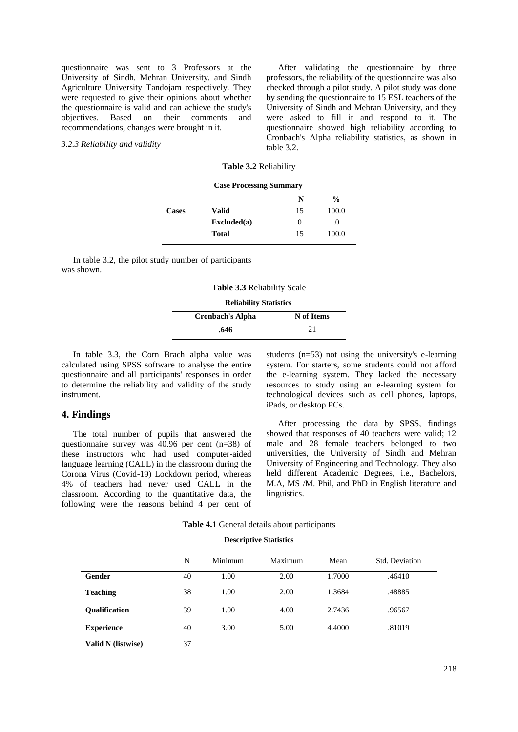questionnaire was sent to 3 Professors at the University of Sindh, Mehran University, and Sindh Agriculture University Tandojam respectively. They were requested to give their opinions about whether the questionnaire is valid and can achieve the study's objectives. Based on their comments and recommendations, changes were brought in it.

*3.2.3 Reliability and validity*

After validating the questionnaire by three professors, the reliability of the questionnaire was also checked through a pilot study. A pilot study was done by sending the questionnaire to 15 ESL teachers of the University of Sindh and Mehran University, and they were asked to fill it and respond to it. The questionnaire showed high reliability according to Cronbach's Alpha reliability statistics, as shown in table 3.2.

**Table 3.2** Reliability

| **Case Processing Summary** | | | |
|---|---|---|---|
| | | **N** | **%** |
| **Cases** | **Valid** | 15 | 100.0 |
| | **Excluded(a)** | 0 | .0 |
| | **Total** | 15 | 100.0 |

In table 3.2, the pilot study number of participants was shown.

**Table 3.3** Reliability Scale

| **Reliability Statistics** | |
|---|---|
| **Cronbach's Alpha** | **N of Items** |
| **.646** | 21 |

In table 3.3, the Corn Brach alpha value was calculated using SPSS software to analyse the entire questionnaire and all participants' responses in order to determine the reliability and validity of the study instrument.

## 4. Findings

The total number of pupils that answered the questionnaire survey was 40.96 per cent (n=38) of these instructors who had used computer-aided language learning (CALL) in the classroom during the Corona Virus (Covid-19) Lockdown period, whereas 4% of teachers had never used CALL in the classroom. According to the quantitative data, the following were the reasons behind 4 per cent of students (n=53) not using the university's e-learning system. For starters, some students could not afford the e-learning system. They lacked the necessary resources to study using an e-learning system for technological devices such as cell phones, laptops, iPads, or desktop PCs.

After processing the data by SPSS, findings showed that responses of 40 teachers were valid; 12 male and 28 female teachers belonged to two universities, the University of Sindh and Mehran University of Engineering and Technology. They also held different Academic Degrees, i.e., Bachelors, M.A, MS /M. Phil, and PhD in English literature and linguistics.

**Table 4.1** General details about participants

| **Descriptive Statistics** | | | | | |
|---|---|---|---|---|---|
| | N | Minimum | Maximum | Mean | Std. Deviation |
| **Gender** | 40 | 1.00 | 2.00 | 1.7000 | .46410 |
| **Teaching** | 38 | 1.00 | 2.00 | 1.3684 | .48885 |
| **Qualification** | 39 | 1.00 | 4.00 | 2.7436 | .96567 |
| **Experience** | 40 | 3.00 | 5.00 | 4.4000 | .81019 |
| **Valid N (listwise)** | 37 | | | | |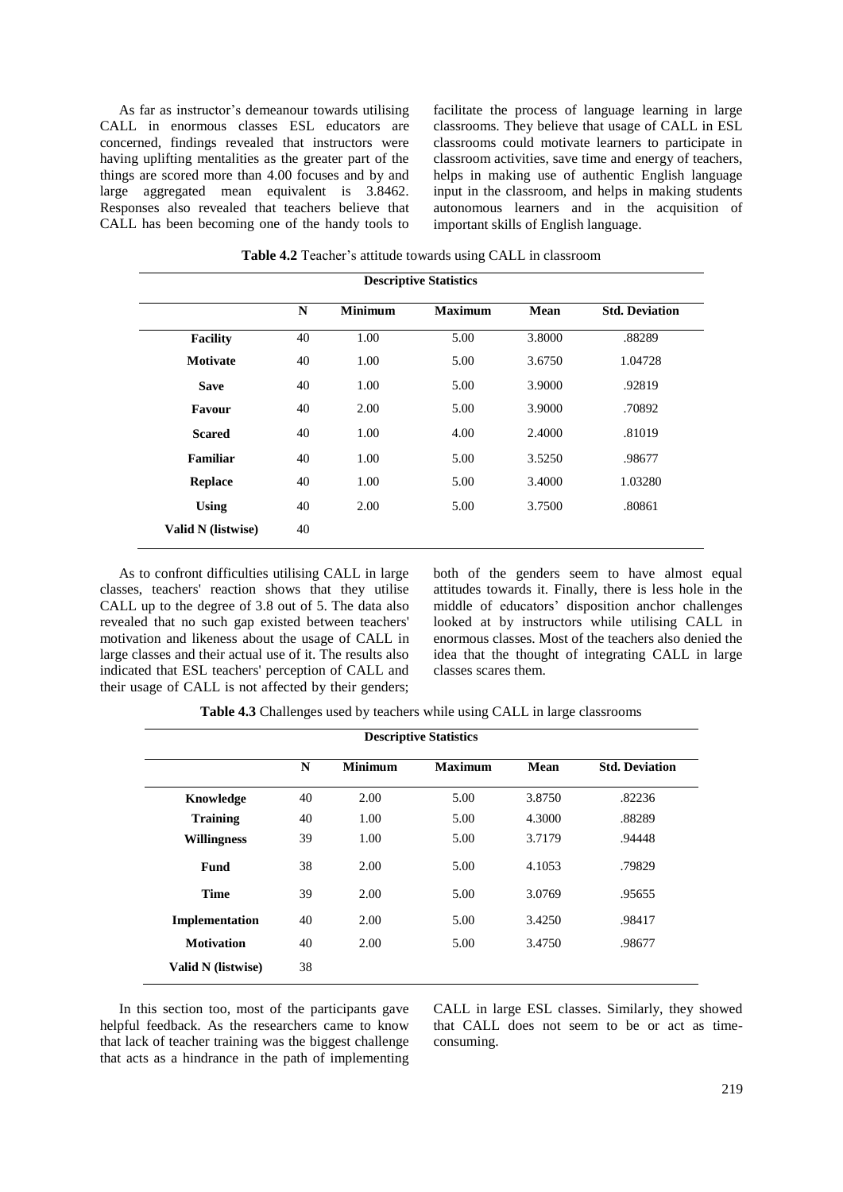As far as instructor's demeanour towards utilising CALL in enormous classes ESL educators are concerned, findings revealed that instructors were having uplifting mentalities as the greater part of the things are scored more than 4.00 focuses and by and large aggregated mean equivalent is 3.8462. Responses also revealed that teachers believe that CALL has been becoming one of the handy tools to facilitate the process of language learning in large classrooms. They believe that usage of CALL in ESL classrooms could motivate learners to participate in classroom activities, save time and energy of teachers, helps in making use of authentic English language input in the classroom, and helps in making students autonomous learners and in the acquisition of important skills of English language.

**Table 4.2** Teacher's attitude towards using CALL in classroom

| Descriptive Statistics | | | | | |
|---|---|---|---|---|---|
| | **N** | **Minimum** | **Maximum** | **Mean** | **Std. Deviation** |
| **Facility** | 40 | 1.00 | 5.00 | 3.8000 | .88289 |
| **Motivate** | 40 | 1.00 | 5.00 | 3.6750 | 1.04728 |
| **Save** | 40 | 1.00 | 5.00 | 3.9000 | .92819 |
| **Favour** | 40 | 2.00 | 5.00 | 3.9000 | .70892 |
| **Scared** | 40 | 1.00 | 4.00 | 2.4000 | .81019 |
| **Familiar** | 40 | 1.00 | 5.00 | 3.5250 | .98677 |
| **Replace** | 40 | 1.00 | 5.00 | 3.4000 | 1.03280 |
| **Using** | 40 | 2.00 | 5.00 | 3.7500 | .80861 |
| **Valid N (listwise)** | 40 | | | | |

As to confront difficulties utilising CALL in large classes, teachers' reaction shows that they utilise CALL up to the degree of 3.8 out of 5. The data also revealed that no such gap existed between teachers' motivation and likeness about the usage of CALL in large classes and their actual use of it. The results also indicated that ESL teachers' perception of CALL and their usage of CALL is not affected by their genders; both of the genders seem to have almost equal attitudes towards it. Finally, there is less hole in the middle of educators' disposition anchor challenges looked at by instructors while utilising CALL in enormous classes. Most of the teachers also denied the idea that the thought of integrating CALL in large classes scares them.

**Table 4.3** Challenges used by teachers while using CALL in large classrooms

| Descriptive Statistics | | | | | |
|---|---|---|---|---|---|
| | **N** | **Minimum** | **Maximum** | **Mean** | **Std. Deviation** |
| **Knowledge** | 40 | 2.00 | 5.00 | 3.8750 | .82236 |
| **Training** | 40 | 1.00 | 5.00 | 4.3000 | .88289 |
| **Willingness** | 39 | 1.00 | 5.00 | 3.7179 | .94448 |
| **Fund** | 38 | 2.00 | 5.00 | 4.1053 | .79829 |
| **Time** | 39 | 2.00 | 5.00 | 3.0769 | .95655 |
| **Implementation** | 40 | 2.00 | 5.00 | 3.4250 | .98417 |
| **Motivation** | 40 | 2.00 | 5.00 | 3.4750 | .98677 |
| **Valid N (listwise)** | 38 | | | | |

In this section too, most of the participants gave helpful feedback. As the researchers came to know that lack of teacher training was the biggest challenge that acts as a hindrance in the path of implementing CALL in large ESL classes. Similarly, they showed that CALL does not seem to be or act as time-consuming.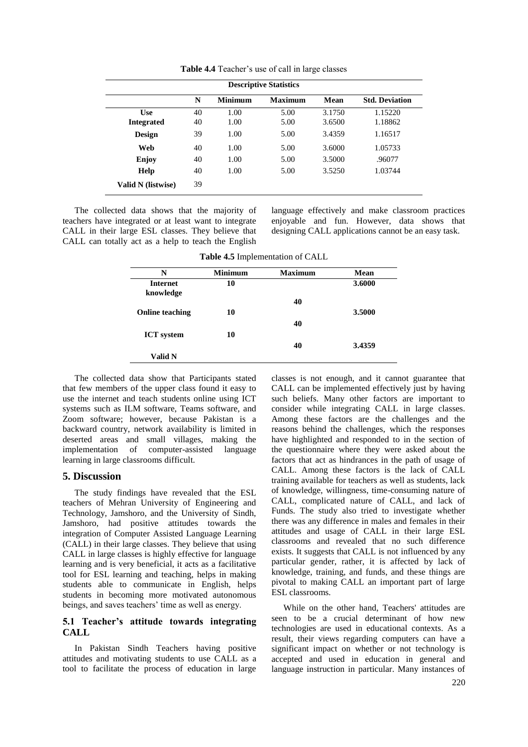**Table 4.4** Teacher's use of call in large classes

| Descriptive Statistics | | | | | |
|---|---|---|---|---|---|
| | N | Minimum | Maximum | Mean | Std. Deviation |
| **Use** | 40 | 1.00 | 5.00 | 3.1750 | 1.15220 |
| **Integrated** | 40 | 1.00 | 5.00 | 3.6500 | 1.18862 |
| **Design** | 39 | 1.00 | 5.00 | 3.4359 | 1.16517 |
| **Web** | 40 | 1.00 | 5.00 | 3.6000 | 1.05733 |
| **Enjoy** | 40 | 1.00 | 5.00 | 3.5000 | .96077 |
| **Help** | 40 | 1.00 | 5.00 | 3.5250 | 1.03744 |
| **Valid N (listwise)** | 39 | | | | |

The collected data shows that the majority of teachers have integrated or at least want to integrate CALL in their large ESL classes. They believe that CALL can totally act as a help to teach the English language effectively and make classroom practices enjoyable and fun. However, data shows that designing CALL applications cannot be an easy task.

**Table 4.5** Implementation of CALL

| N | Minimum | Maximum | Mean |
|---|---|---|---|
| **Internet knowledge** | **10** | | **3.6000** |
| | | **40** | |
| **Online teaching** | **10** | | **3.5000** |
| | | **40** | |
| **ICT system** | **10** | | |
| | | **40** | **3.4359** |
| **Valid N** | | | |

The collected data show that Participants stated that few members of the upper class found it easy to use the internet and teach students online using ICT systems such as ILM software, Teams software, and Zoom software; however, because Pakistan is a backward country, network availability is limited in deserted areas and small villages, making the implementation of computer-assisted language learning in large classrooms difficult.

## 5. Discussion

The study findings have revealed that the ESL teachers of Mehran University of Engineering and Technology, Jamshoro, and the University of Sindh, Jamshoro, had positive attitudes towards the integration of Computer Assisted Language Learning (CALL) in their large classes. They believe that using CALL in large classes is highly effective for language learning and is very beneficial, it acts as a facilitative tool for ESL learning and teaching, helps in making students able to communicate in English, helps students in becoming more motivated autonomous beings, and saves teachers' time as well as energy.

### 5.1 Teacher's attitude towards integrating CALL

In Pakistan Sindh Teachers having positive attitudes and motivating students to use CALL as a tool to facilitate the process of education in large classes is not enough, and it cannot guarantee that CALL can be implemented effectively just by having such beliefs. Many other factors are important to consider while integrating CALL in large classes. Among these factors are the challenges and the reasons behind the challenges, which the responses have highlighted and responded to in the section of the questionnaire where they were asked about the factors that act as hindrances in the path of usage of CALL. Among these factors is the lack of CALL training available for teachers as well as students, lack of knowledge, willingness, time-consuming nature of CALL, complicated nature of CALL, and lack of Funds. The study also tried to investigate whether there was any difference in males and females in their attitudes and usage of CALL in their large ESL classrooms and revealed that no such difference exists. It suggests that CALL is not influenced by any particular gender, rather, it is affected by lack of knowledge, training, and funds, and these things are pivotal to making CALL an important part of large ESL classrooms.

While on the other hand, Teachers' attitudes are seen to be a crucial determinant of how new technologies are used in educational contexts. As a result, their views regarding computers can have a significant impact on whether or not technology is accepted and used in education in general and language instruction in particular. Many instances of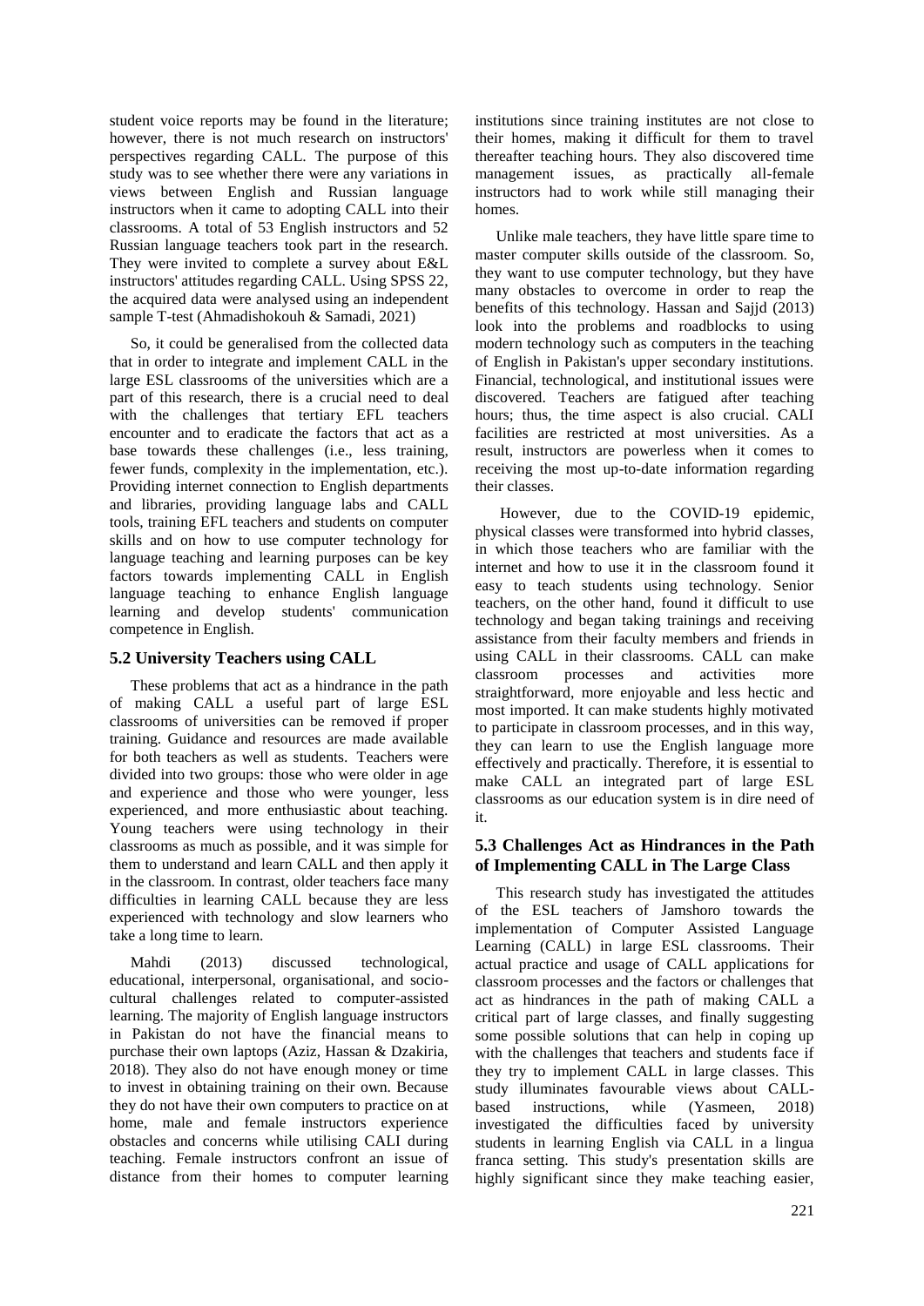student voice reports may be found in the literature; however, there is not much research on instructors' perspectives regarding CALL. The purpose of this study was to see whether there were any variations in views between English and Russian language instructors when it came to adopting CALL into their classrooms. A total of 53 English instructors and 52 Russian language teachers took part in the research. They were invited to complete a survey about E&L instructors' attitudes regarding CALL. Using SPSS 22, the acquired data were analysed using an independent sample T-test (Ahmadishokouh & Samadi, 2021)

So, it could be generalised from the collected data that in order to integrate and implement CALL in the large ESL classrooms of the universities which are a part of this research, there is a crucial need to deal with the challenges that tertiary EFL teachers encounter and to eradicate the factors that act as a base towards these challenges (i.e., less training, fewer funds, complexity in the implementation, etc.). Providing internet connection to English departments and libraries, providing language labs and CALL tools, training EFL teachers and students on computer skills and on how to use computer technology for language teaching and learning purposes can be key factors towards implementing CALL in English language teaching to enhance English language learning and develop students' communication competence in English.

## 5.2 University Teachers using CALL

These problems that act as a hindrance in the path of making CALL a useful part of large ESL classrooms of universities can be removed if proper training. Guidance and resources are made available for both teachers as well as students. Teachers were divided into two groups: those who were older in age and experience and those who were younger, less experienced, and more enthusiastic about teaching. Young teachers were using technology in their classrooms as much as possible, and it was simple for them to understand and learn CALL and then apply it in the classroom. In contrast, older teachers face many difficulties in learning CALL because they are less experienced with technology and slow learners who take a long time to learn.

Mahdi (2013) discussed technological, educational, interpersonal, organisational, and socio-cultural challenges related to computer-assisted learning. The majority of English language instructors in Pakistan do not have the financial means to purchase their own laptops (Aziz, Hassan & Dzakiria, 2018). They also do not have enough money or time to invest in obtaining training on their own. Because they do not have their own computers to practice on at home, male and female instructors experience obstacles and concerns while utilising CALI during teaching. Female instructors confront an issue of distance from their homes to computer learning institutions since training institutes are not close to their homes, making it difficult for them to travel thereafter teaching hours. They also discovered time management issues, as practically all-female instructors had to work while still managing their homes.

Unlike male teachers, they have little spare time to master computer skills outside of the classroom. So, they want to use computer technology, but they have many obstacles to overcome in order to reap the benefits of this technology. Hassan and Sajjd (2013) look into the problems and roadblocks to using modern technology such as computers in the teaching of English in Pakistan's upper secondary institutions. Financial, technological, and institutional issues were discovered. Teachers are fatigued after teaching hours; thus, the time aspect is also crucial. CALI facilities are restricted at most universities. As a result, instructors are powerless when it comes to receiving the most up-to-date information regarding their classes.

However, due to the COVID-19 epidemic, physical classes were transformed into hybrid classes, in which those teachers who are familiar with the internet and how to use it in the classroom found it easy to teach students using technology. Senior teachers, on the other hand, found it difficult to use technology and began taking trainings and receiving assistance from their faculty members and friends in using CALL in their classrooms. CALL can make classroom processes and activities more straightforward, more enjoyable and less hectic and most imported. It can make students highly motivated to participate in classroom processes, and in this way, they can learn to use the English language more effectively and practically. Therefore, it is essential to make CALL an integrated part of large ESL classrooms as our education system is in dire need of it.

## 5.3 Challenges Act as Hindrances in the Path of Implementing CALL in The Large Class

This research study has investigated the attitudes of the ESL teachers of Jamshoro towards the implementation of Computer Assisted Language Learning (CALL) in large ESL classrooms. Their actual practice and usage of CALL applications for classroom processes and the factors or challenges that act as hindrances in the path of making CALL a critical part of large classes, and finally suggesting some possible solutions that can help in coping up with the challenges that teachers and students face if they try to implement CALL in large classes. This study illuminates favourable views about CALL-based instructions, while (Yasmeen, 2018) investigated the difficulties faced by university students in learning English via CALL in a lingua franca setting. This study's presentation skills are highly significant since they make teaching easier,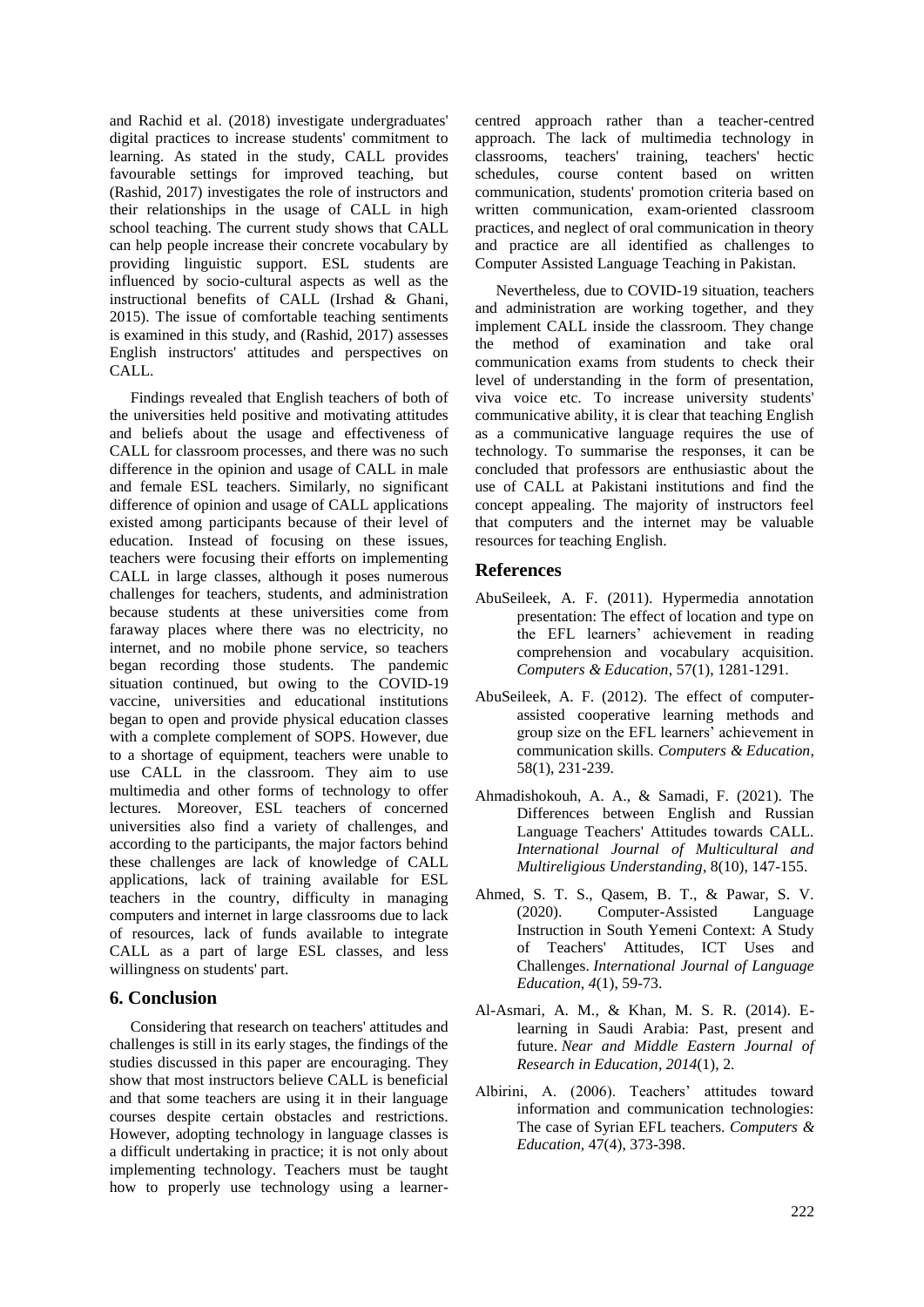and Rachid et al. (2018) investigate undergraduates' digital practices to increase students' commitment to learning. As stated in the study, CALL provides favourable settings for improved teaching, but (Rashid, 2017) investigates the role of instructors and their relationships in the usage of CALL in high school teaching. The current study shows that CALL can help people increase their concrete vocabulary by providing linguistic support. ESL students are influenced by socio-cultural aspects as well as the instructional benefits of CALL (Irshad & Ghani, 2015). The issue of comfortable teaching sentiments is examined in this study, and (Rashid, 2017) assesses English instructors' attitudes and perspectives on CALL.

Findings revealed that English teachers of both of the universities held positive and motivating attitudes and beliefs about the usage and effectiveness of CALL for classroom processes, and there was no such difference in the opinion and usage of CALL in male and female ESL teachers. Similarly, no significant difference of opinion and usage of CALL applications existed among participants because of their level of education. Instead of focusing on these issues, teachers were focusing their efforts on implementing CALL in large classes, although it poses numerous challenges for teachers, students, and administration because students at these universities come from faraway places where there was no electricity, no internet, and no mobile phone service, so teachers began recording those students. The pandemic situation continued, but owing to the COVID-19 vaccine, universities and educational institutions began to open and provide physical education classes with a complete complement of SOPS. However, due to a shortage of equipment, teachers were unable to use CALL in the classroom. They aim to use multimedia and other forms of technology to offer lectures. Moreover, ESL teachers of concerned universities also find a variety of challenges, and according to the participants, the major factors behind these challenges are lack of knowledge of CALL applications, lack of training available for ESL teachers in the country, difficulty in managing computers and internet in large classrooms due to lack of resources, lack of funds available to integrate CALL as a part of large ESL classes, and less willingness on students' part.

## 6. Conclusion

Considering that research on teachers' attitudes and challenges is still in its early stages, the findings of the studies discussed in this paper are encouraging. They show that most instructors believe CALL is beneficial and that some teachers are using it in their language courses despite certain obstacles and restrictions. However, adopting technology in language classes is a difficult undertaking in practice; it is not only about implementing technology. Teachers must be taught how to properly use technology using a learner-centred approach rather than a teacher-centred approach. The lack of multimedia technology in classrooms, teachers' training, teachers' hectic schedules, course content based on written communication, students' promotion criteria based on written communication, exam-oriented classroom practices, and neglect of oral communication in theory and practice are all identified as challenges to Computer Assisted Language Teaching in Pakistan.

Nevertheless, due to COVID-19 situation, teachers and administration are working together, and they implement CALL inside the classroom. They change the method of examination and take oral communication exams from students to check their level of understanding in the form of presentation, viva voice etc. To increase university students' communicative ability, it is clear that teaching English as a communicative language requires the use of technology. To summarise the responses, it can be concluded that professors are enthusiastic about the use of CALL at Pakistani institutions and find the concept appealing. The majority of instructors feel that computers and the internet may be valuable resources for teaching English.

## References

AbuSeileek, A. F. (2011). Hypermedia annotation presentation: The effect of location and type on the EFL learners' achievement in reading comprehension and vocabulary acquisition. *Computers & Education*, 57(1), 1281-1291.

AbuSeileek, A. F. (2012). The effect of computer-assisted cooperative learning methods and group size on the EFL learners' achievement in communication skills. *Computers & Education*, 58(1), 231-239.

Ahmadishokouh, A. A., & Samadi, F. (2021). The Differences between English and Russian Language Teachers' Attitudes towards CALL. *International Journal of Multicultural and Multireligious Understanding*, 8(10), 147-155.

Ahmed, S. T. S., Qasem, B. T., & Pawar, S. V. (2020). Computer-Assisted Language Instruction in South Yemeni Context: A Study of Teachers' Attitudes, ICT Uses and Challenges. *International Journal of Language Education*, *4*(1), 59-73.

Al-Asmari, A. M., & Khan, M. S. R. (2014). E-learning in Saudi Arabia: Past, present and future. *Near and Middle Eastern Journal of Research in Education*, *2014*(1), 2.

Albirini, A. (2006). Teachers' attitudes toward information and communication technologies: The case of Syrian EFL teachers. *Computers & Education,* 47(4), 373-398.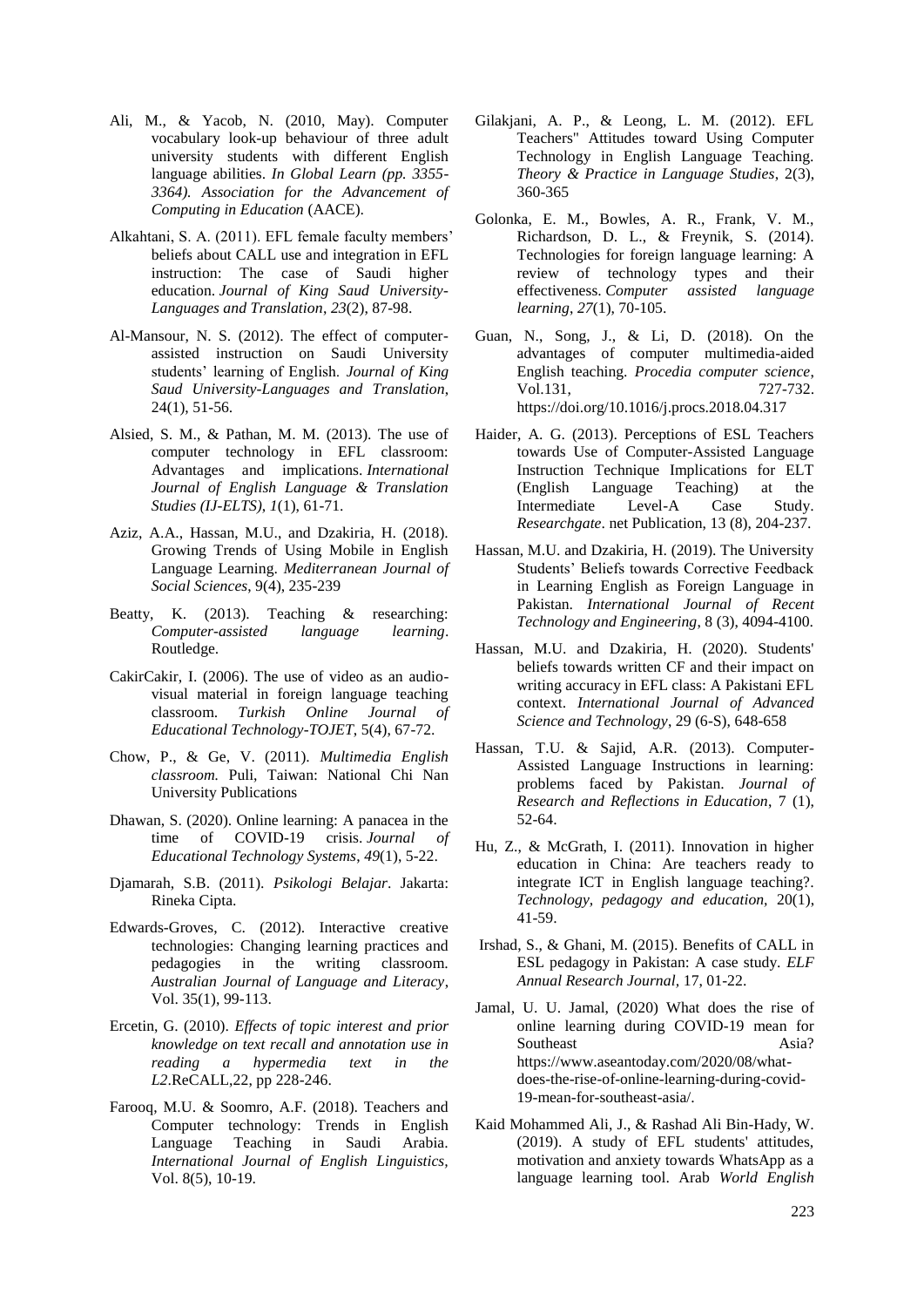Ali, M., & Yacob, N. (2010, May). Computer vocabulary look-up behaviour of three adult university students with different English language abilities. *In Global Learn (pp. 3355-3364). Association for the Advancement of Computing in Education* (AACE).

Alkahtani, S. A. (2011). EFL female faculty members' beliefs about CALL use and integration in EFL instruction: The case of Saudi higher education. *Journal of King Saud University-Languages and Translation*, *23*(2), 87-98.

Al-Mansour, N. S. (2012). The effect of computer-assisted instruction on Saudi University students' learning of English. *Journal of King Saud University-Languages and Translation*, 24(1), 51-56.

Alsied, S. M., & Pathan, M. M. (2013). The use of computer technology in EFL classroom: Advantages and implications. *International Journal of English Language & Translation Studies (IJ-ELTS)*, *1*(1), 61-71.

Aziz, A.A., Hassan, M.U., and Dzakiria, H. (2018). Growing Trends of Using Mobile in English Language Learning. *Mediterranean Journal of Social Sciences*, 9(4), 235-239

Beatty, K. (2013). Teaching & researching: *Computer-assisted language learning*. Routledge.

CakirCakir, I. (2006). The use of video as an audio-visual material in foreign language teaching classroom. *Turkish Online Journal of Educational Technology-TOJET*, 5(4), 67-72.

Chow, P., & Ge, V. (2011). *Multimedia English classroom.* Puli, Taiwan: National Chi Nan University Publications

Dhawan, S. (2020). Online learning: A panacea in the time of COVID-19 crisis. *Journal of Educational Technology Systems*, *49*(1), 5-22.

Djamarah, S.B. (2011). *Psikologi Belajar*. Jakarta: Rineka Cipta.

Edwards-Groves, C. (2012). Interactive creative technologies: Changing learning practices and pedagogies in the writing classroom. *Australian Journal of Language and Literacy*, Vol. 35(1), 99-113.

Ercetin, G. (2010). *Effects of topic interest and prior knowledge on text recall and annotation use in reading a hypermedia text in the L2*.ReCALL,22, pp 228-246.

Farooq, M.U. & Soomro, A.F. (2018). Teachers and Computer technology: Trends in English Language Teaching in Saudi Arabia. *International Journal of English Linguistics*, Vol. 8(5), 10-19.

Gilakjani, A. P., & Leong, L. M. (2012). EFL Teachers" Attitudes toward Using Computer Technology in English Language Teaching. *Theory & Practice in Language Studies*, 2(3), 360-365

Golonka, E. M., Bowles, A. R., Frank, V. M., Richardson, D. L., & Freynik, S. (2014). Technologies for foreign language learning: A review of technology types and their effectiveness. *Computer assisted language learning*, *27*(1), 70-105.

Guan, N., Song, J., & Li, D. (2018). On the advantages of computer multimedia-aided English teaching. *Procedia computer science*, Vol.131, 727-732. https://doi.org/10.1016/j.procs.2018.04.317

Haider, A. G. (2013). Perceptions of ESL Teachers towards Use of Computer-Assisted Language Instruction Technique Implications for ELT (English Language Teaching) at the Intermediate Level-A Case Study. *Researchgate*. net Publication, 13 (8), 204-237.

Hassan, M.U. and Dzakiria, H. (2019). The University Students' Beliefs towards Corrective Feedback in Learning English as Foreign Language in Pakistan. *International Journal of Recent Technology and Engineering*, 8 (3), 4094-4100.

Hassan, M.U. and Dzakiria, H. (2020). Students' beliefs towards written CF and their impact on writing accuracy in EFL class: A Pakistani EFL context. *International Journal of Advanced Science and Technology*, 29 (6-S), 648-658

Hassan, T.U. & Sajid, A.R. (2013). Computer-Assisted Language Instructions in learning: problems faced by Pakistan. *Journal of Research and Reflections in Education*, 7 (1), 52-64.

Hu, Z., & McGrath, I. (2011). Innovation in higher education in China: Are teachers ready to integrate ICT in English language teaching?. *Technology, pedagogy and education*, 20(1), 41-59.

Irshad, S., & Ghani, M. (2015). Benefits of CALL in ESL pedagogy in Pakistan: A case study. *ELF Annual Research Journal*, 17, 01-22.

Jamal, U. U. Jamal, (2020) What does the rise of online learning during COVID-19 mean for Southeast Asia? https://www.aseantoday.com/2020/08/what-does-the-rise-of-online-learning-during-covid-19-mean-for-southeast-asia/.

Kaid Mohammed Ali, J., & Rashad Ali Bin-Hady, W. (2019). A study of EFL students' attitudes, motivation and anxiety towards WhatsApp as a language learning tool. Arab *World English*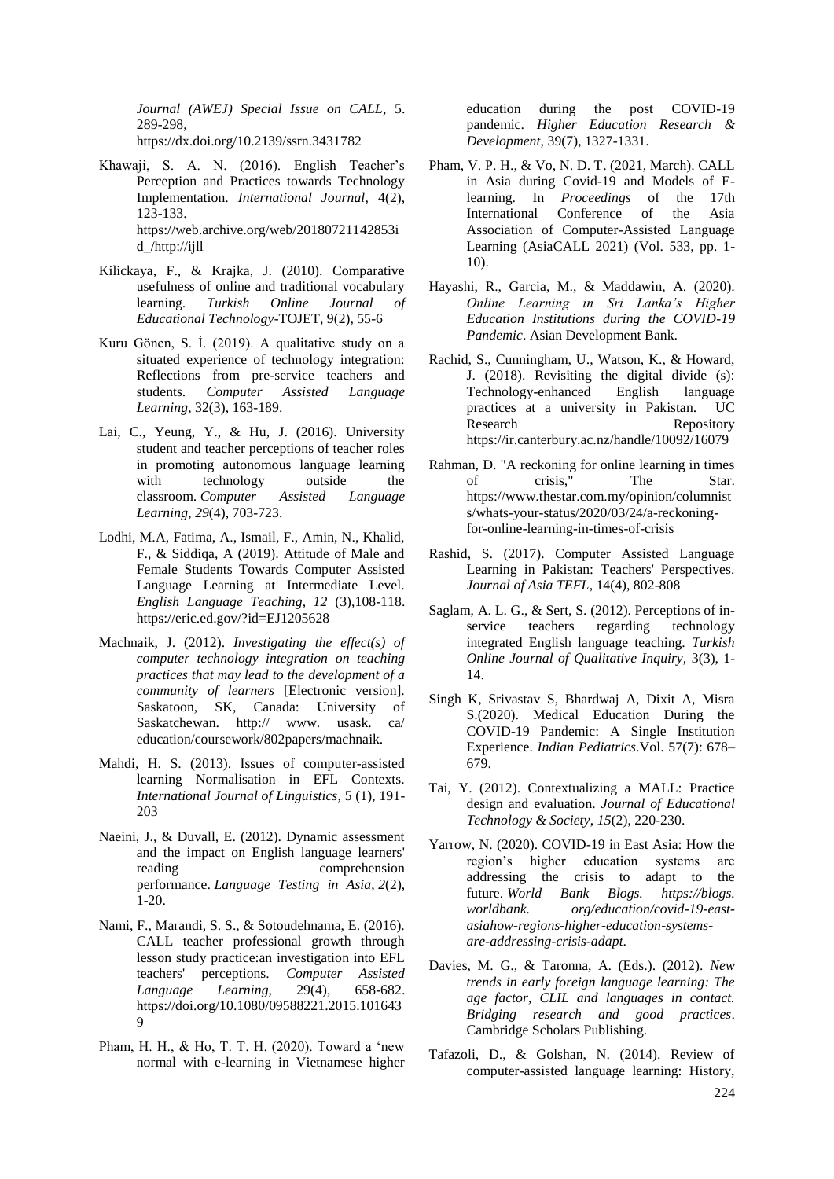*Journal (AWEJ) Special Issue on CALL*, 5. 289-298, https://dx.doi.org/10.2139/ssrn.3431782

Khawaji, S. A. N. (2016). English Teacher's Perception and Practices towards Technology Implementation. *International Journal*, 4(2), 123-133. https://web.archive.org/web/20180721142853id_/http://ijll

Kilickaya, F., & Krajka, J. (2010). Comparative usefulness of online and traditional vocabulary learning. *Turkish Online Journal of Educational Technology*-TOJET, 9(2), 55-6

Kuru Gönen, S. İ. (2019). A qualitative study on a situated experience of technology integration: Reflections from pre-service teachers and students. *Computer Assisted Language Learning*, 32(3), 163-189.

Lai, C., Yeung, Y., & Hu, J. (2016). University student and teacher perceptions of teacher roles in promoting autonomous language learning with technology outside the classroom. *Computer Assisted Language Learning*, *29*(4), 703-723.

Lodhi, M.A, Fatima, A., Ismail, F., Amin, N., Khalid, F., & Siddiqa, A (2019). Attitude of Male and Female Students Towards Computer Assisted Language Learning at Intermediate Level. *English Language Teaching, 12* (3),108-118. https://eric.ed.gov/?id=EJ1205628

Machnaik, J. (2012). *Investigating the effect(s) of computer technology integration on teaching practices that may lead to the development of a community of learners* [Electronic version]. Saskatoon, SK, Canada: University of Saskatchewan. http:// www. usask. ca/ education/coursework/802papers/machnaik.

Mahdi, H. S. (2013). Issues of computer-assisted learning Normalisation in EFL Contexts. *International Journal of Linguistics*, 5 (1), 191-203

Naeini, J., & Duvall, E. (2012). Dynamic assessment and the impact on English language learners' reading comprehension performance. *Language Testing in Asia*, *2*(2), 1-20.

Nami, F., Marandi, S. S., & Sotoudehnama, E. (2016). CALL teacher professional growth through lesson study practice:an investigation into EFL teachers' perceptions. *Computer Assisted Language Learning,* 29(4), 658-682. https://doi.org/10.1080/09588221.2015.1016439

Pham, H. H., & Ho, T. T. H. (2020). Toward a 'new normal with e-learning in Vietnamese higher education during the post COVID-19 pandemic. *Higher Education Research & Development*, 39(7), 1327-1331.

Pham, V. P. H., & Vo, N. D. T. (2021, March). CALL in Asia during Covid-19 and Models of E-learning. In *Proceedings* of the 17th International Conference of the Asia Association of Computer-Assisted Language Learning (AsiaCALL 2021) (Vol. 533, pp. 1-10).

Hayashi, R., Garcia, M., & Maddawin, A. (2020). *Online Learning in Sri Lanka's Higher Education Institutions during the COVID-19 Pandemic*. Asian Development Bank.

Rachid, S., Cunningham, U., Watson, K., & Howard, J. (2018). Revisiting the digital divide (s): Technology-enhanced English language practices at a university in Pakistan. UC Research Repository https://ir.canterbury.ac.nz/handle/10092/16079

Rahman, D. "A reckoning for online learning in times of crisis," The Star. https://www.thestar.com.my/opinion/columnists/whats-your-status/2020/03/24/a-reckoning-for-online-learning-in-times-of-crisis

Rashid, S. (2017). Computer Assisted Language Learning in Pakistan: Teachers' Perspectives. *Journal of Asia TEFL*, 14(4), 802-808

Saglam, A. L. G., & Sert, S. (2012). Perceptions of in-service teachers regarding technology integrated English language teaching. *Turkish Online Journal of Qualitative Inquiry,* 3(3), 1-14.

Singh K, Srivastav S, Bhardwaj A, Dixit A, Misra S.(2020). Medical Education During the COVID-19 Pandemic: A Single Institution Experience. *Indian Pediatrics*.Vol. 57(7): 678–679.

Tai, Y. (2012). Contextualizing a MALL: Practice design and evaluation. *Journal of Educational Technology & Society*, *15*(2), 220-230.

Yarrow, N. (2020). COVID-19 in East Asia: How the region's higher education systems are addressing the crisis to adapt to the future. *World Bank Blogs. https://blogs. worldbank. org/education/covid-19-east-asiahow-regions-higher-education-systems-are-addressing-crisis-adapt.*

Davies, M. G., & Taronna, A. (Eds.). (2012). *New trends in early foreign language learning: The age factor, CLIL and languages in contact. Bridging research and good practices*. Cambridge Scholars Publishing.

Tafazoli, D., & Golshan, N. (2014). Review of computer-assisted language learning: History,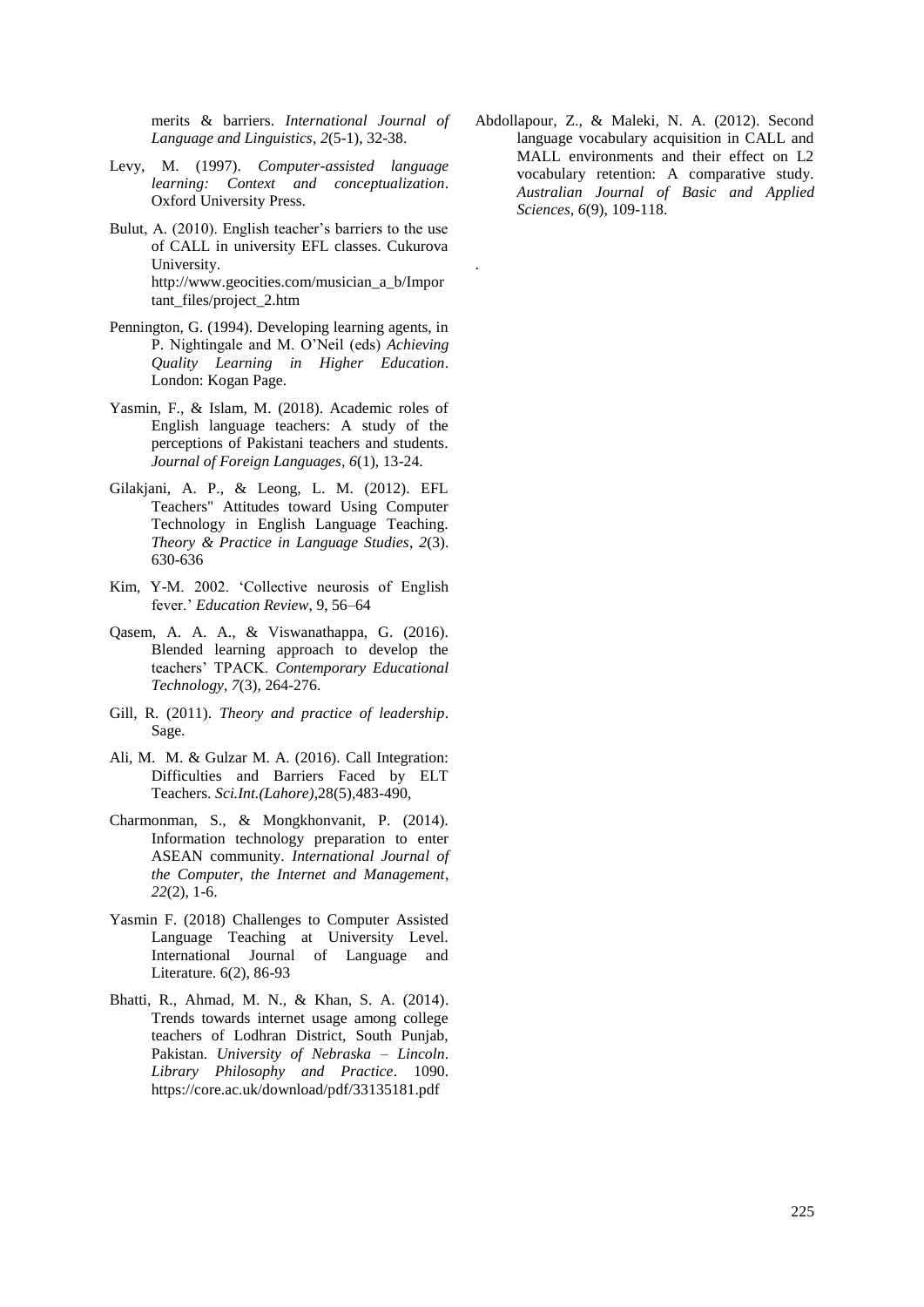merits & barriers. *International Journal of Language and Linguistics*, *2*(5-1), 32-38.

Levy, M. (1997). *Computer-assisted language learning: Context and conceptualization*. Oxford University Press.

Bulut, A. (2010). English teacher's barriers to the use of CALL in university EFL classes. Cukurova University. http://www.geocities.com/musician_a_b/Important_files/project_2.htm

Pennington, G. (1994). Developing learning agents, in P. Nightingale and M. O'Neil (eds) *Achieving Quality Learning in Higher Education*. London: Kogan Page.

Yasmin, F., & Islam, M. (2018). Academic roles of English language teachers: A study of the perceptions of Pakistani teachers and students. *Journal of Foreign Languages*, *6*(1), 13-24.

Gilakjani, A. P., & Leong, L. M. (2012). EFL Teachers" Attitudes toward Using Computer Technology in English Language Teaching. *Theory & Practice in Language Studies*, *2*(3). 630-636

Kim, Y-M. 2002. 'Collective neurosis of English fever.' *Education Review*, 9, 56–64

Qasem, A. A. A., & Viswanathappa, G. (2016). Blended learning approach to develop the teachers' TPACK. *Contemporary Educational Technology*, *7*(3), 264-276.

Gill, R. (2011). *Theory and practice of leadership*. Sage.

Ali, M. M. & Gulzar M. A. (2016). Call Integration: Difficulties and Barriers Faced by ELT Teachers. *Sci.Int.(Lahore)*,28(5),483-490,

Charmonman, S., & Mongkhonvanit, P. (2014). Information technology preparation to enter ASEAN community. *International Journal of the Computer, the Internet and Management*, *22*(2), 1-6.

Yasmin F. (2018) Challenges to Computer Assisted Language Teaching at University Level. International Journal of Language and Literature. 6(2), 86-93

Bhatti, R., Ahmad, M. N., & Khan, S. A. (2014). Trends towards internet usage among college teachers of Lodhran District, South Punjab, Pakistan. *University of Nebraska – Lincoln*. *Library Philosophy and Practice*. 1090. https://core.ac.uk/download/pdf/33135181.pdf

Abdollapour, Z., & Maleki, N. A. (2012). Second language vocabulary acquisition in CALL and MALL environments and their effect on L2 vocabulary retention: A comparative study. *Australian Journal of Basic and Applied Sciences*, *6*(9), 109-118.